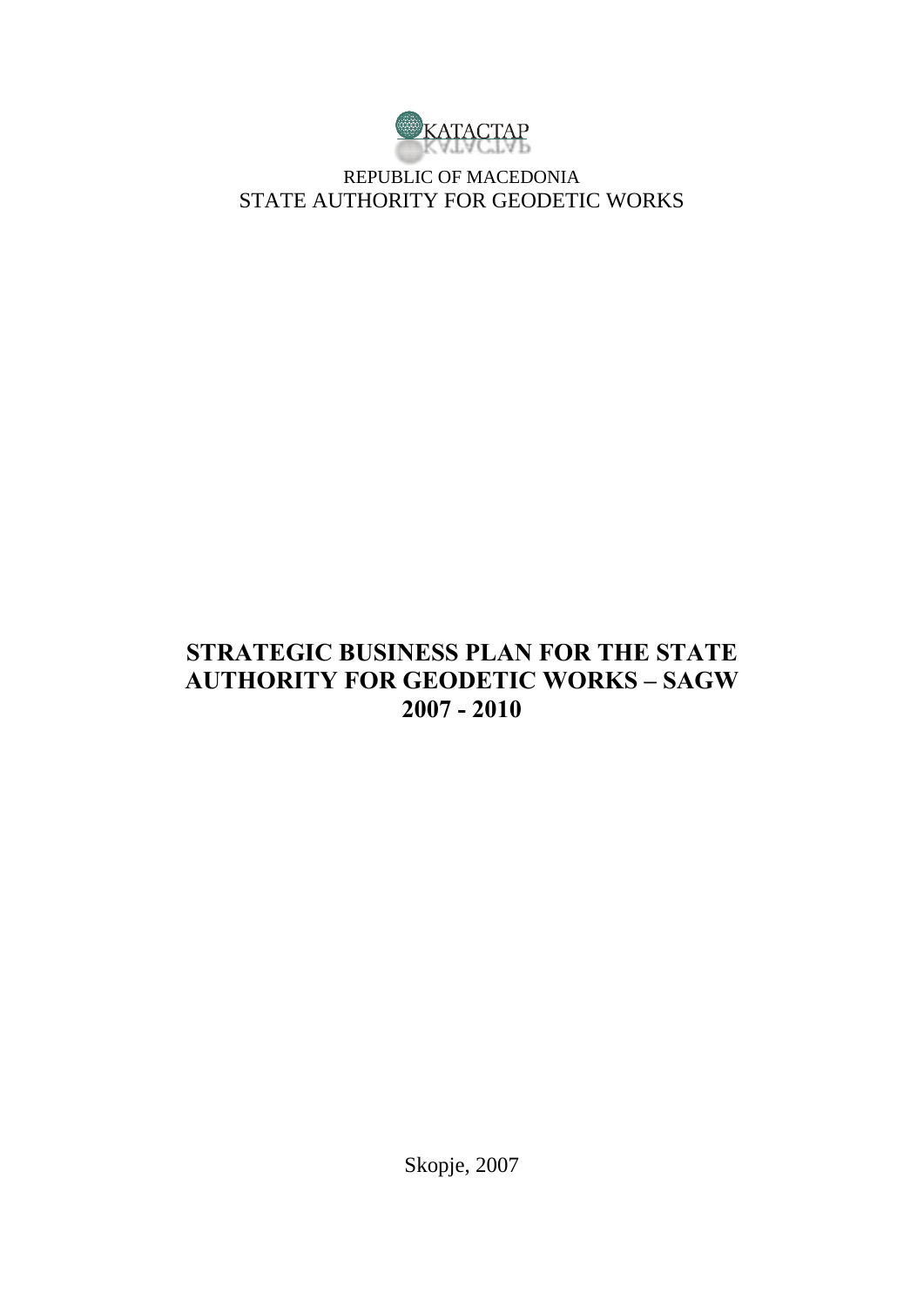KATACTAP

REPUBLIC OF MACEDONIA
STATE AUTHORITY FOR GEODETIC WORKS

# STRATEGIC BUSINESS PLAN FOR THE STATE AUTHORITY FOR GEODETIC WORKS – SAGW 2007 - 2010

Skopje, 2007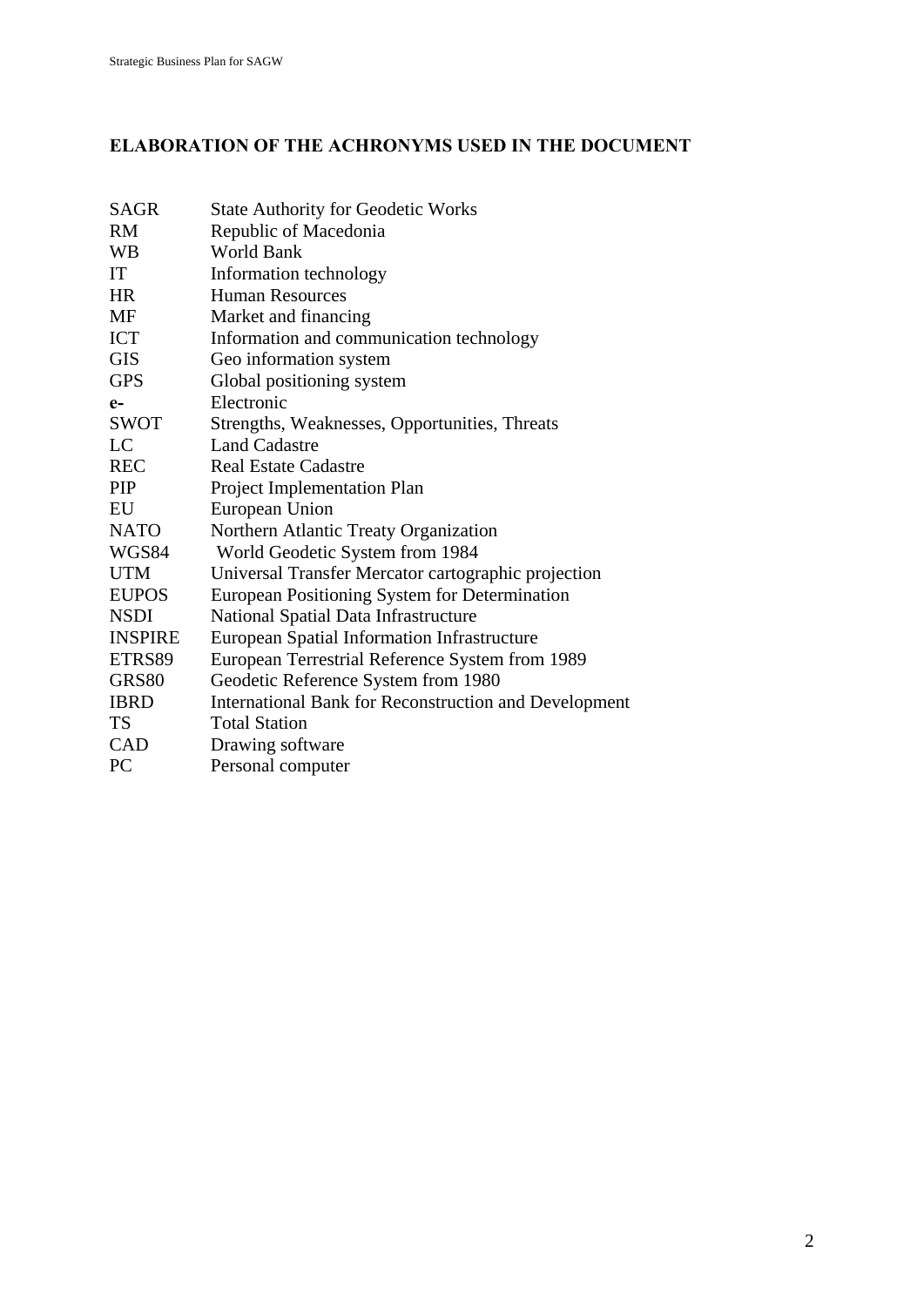## ELABORATION OF THE ACHRONYMS USED IN THE DOCUMENT

| | |
|---|---|
| SAGR | State Authority for Geodetic Works |
| RM | Republic of Macedonia |
| WB | World Bank |
| IT | Information technology |
| HR | Human Resources |
| MF | Market and financing |
| ICT | Information and communication technology |
| GIS | Geo information system |
| GPS | Global positioning system |
| **e-** | Electronic |
| SWOT | Strengths, Weaknesses, Opportunities, Threats |
| LC | Land Cadastre |
| REC | Real Estate Cadastre |
| PIP | Project Implementation Plan |
| EU | European Union |
| NATO | Northern Atlantic Treaty Organization |
| WGS84 | World Geodetic System from 1984 |
| UTM | Universal Transfer Mercator cartographic projection |
| EUPOS | European Positioning System for Determination |
| NSDI | National Spatial Data Infrastructure |
| INSPIRE | European Spatial Information Infrastructure |
| ETRS89 | European Terrestrial Reference System from 1989 |
| GRS80 | Geodetic Reference System from 1980 |
| IBRD | International Bank for Reconstruction and Development |
| TS | Total Station |
| CAD | Drawing software |
| PC | Personal computer |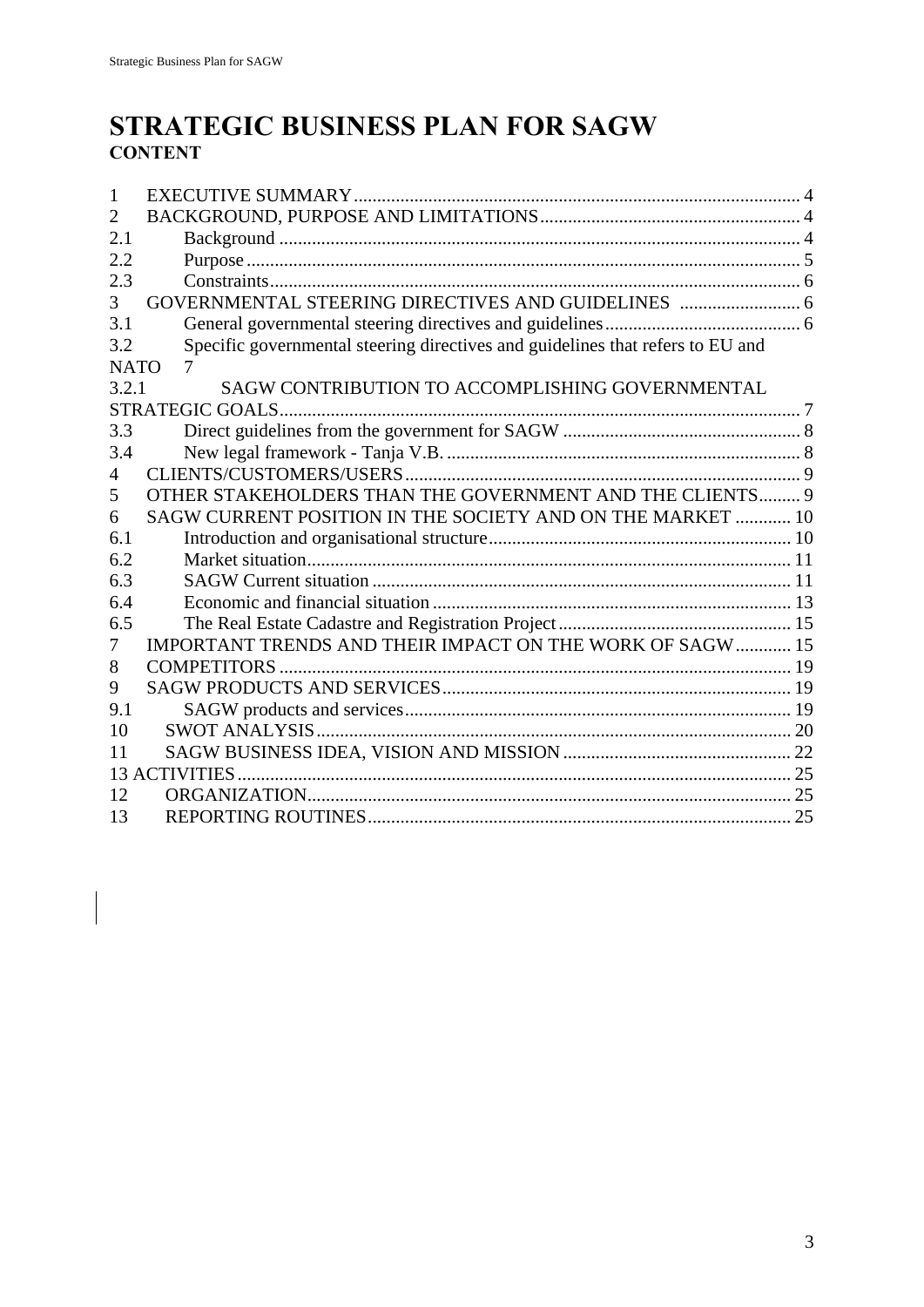# STRATEGIC BUSINESS PLAN FOR SAGW

**CONTENT**

1 EXECUTIVE SUMMARY ..... 4
2 BACKGROUND, PURPOSE AND LIMITATIONS ..... 4
2.1 Background ..... 4
2.2 Purpose ..... 5
2.3 Constraints ..... 6
3 GOVERNMENTAL STEERING DIRECTIVES AND GUIDELINES ..... 6
3.1 General governmental steering directives and guidelines ..... 6
3.2 Specific governmental steering directives and guidelines that refers to EU and NATO 7
3.2.1 SAGW CONTRIBUTION TO ACCOMPLISHING GOVERNMENTAL STRATEGIC GOALS ..... 7
3.3 Direct guidelines from the government for SAGW ..... 8
3.4 New legal framework - Tanja V.B. ..... 8
4 CLIENTS/CUSTOMERS/USERS ..... 9
5 OTHER STAKEHOLDERS THAN THE GOVERNMENT AND THE CLIENTS ..... 9
6 SAGW CURRENT POSITION IN THE SOCIETY AND ON THE MARKET ..... 10
6.1 Introduction and organisational structure ..... 10
6.2 Market situation ..... 11
6.3 SAGW Current situation ..... 11
6.4 Economic and financial situation ..... 13
6.5 The Real Estate Cadastre and Registration Project ..... 15
7 IMPORTANT TRENDS AND THEIR IMPACT ON THE WORK OF SAGW ..... 15
8 COMPETITORS ..... 19
9 SAGW PRODUCTS AND SERVICES ..... 19
9.1 SAGW products and services ..... 19
10 SWOT ANALYSIS ..... 20
11 SAGW BUSINESS IDEA, VISION AND MISSION ..... 22
13 ACTIVITIES ..... 25
12 ORGANIZATION ..... 25
13 REPORTING ROUTINES ..... 25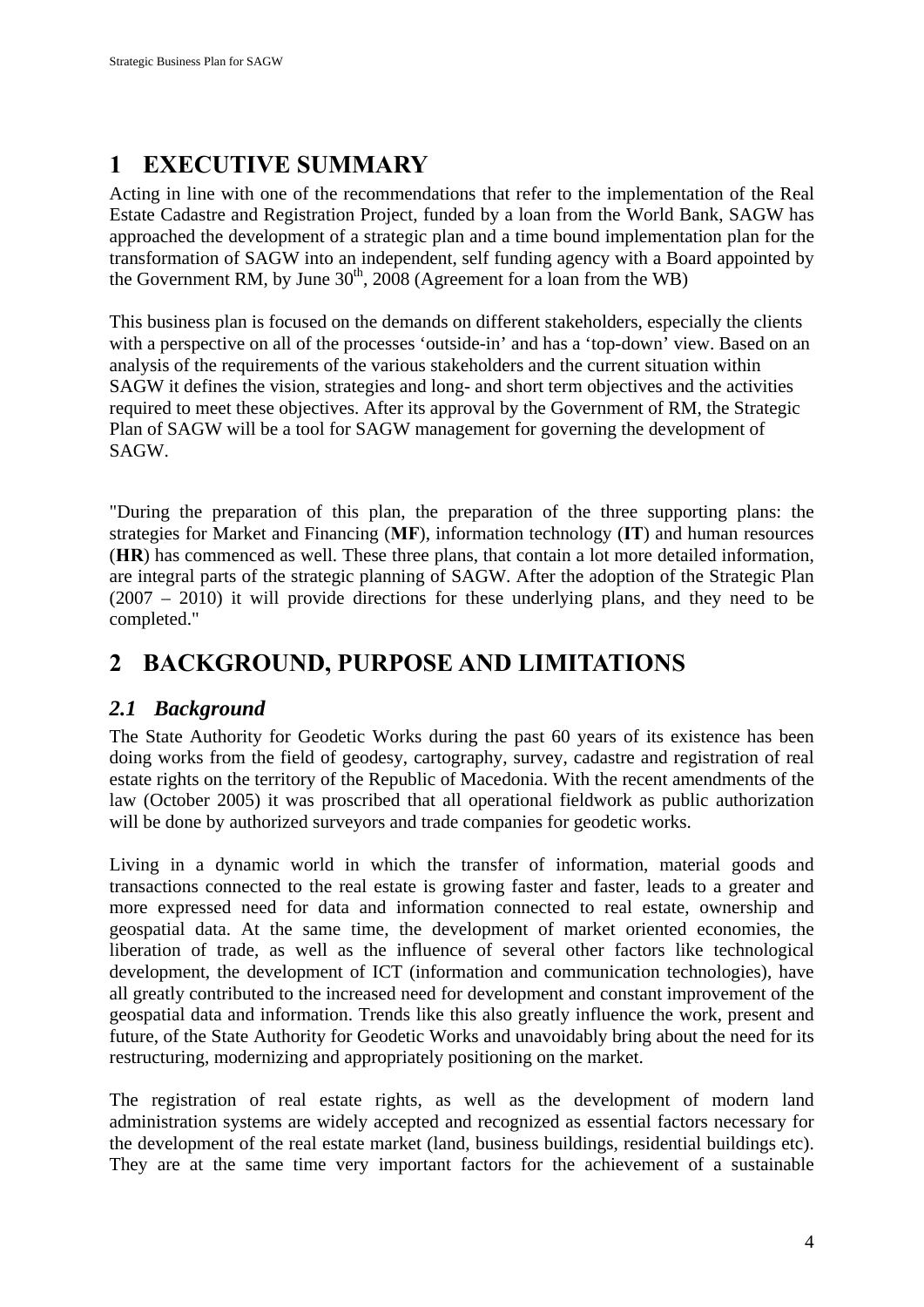# 1 EXECUTIVE SUMMARY

Acting in line with one of the recommendations that refer to the implementation of the Real Estate Cadastre and Registration Project, funded by a loan from the World Bank, SAGW has approached the development of a strategic plan and a time bound implementation plan for the transformation of SAGW into an independent, self funding agency with a Board appointed by the Government RM, by June 30th, 2008 (Agreement for a loan from the WB)

This business plan is focused on the demands on different stakeholders, especially the clients with a perspective on all of the processes 'outside-in' and has a 'top-down' view. Based on an analysis of the requirements of the various stakeholders and the current situation within SAGW it defines the vision, strategies and long- and short term objectives and the activities required to meet these objectives. After its approval by the Government of RM, the Strategic Plan of SAGW will be a tool for SAGW management for governing the development of SAGW.

"During the preparation of this plan, the preparation of the three supporting plans: the strategies for Market and Financing (**MF**), information technology (**IT**) and human resources (**HR**) has commenced as well. These three plans, that contain a lot more detailed information, are integral parts of the strategic planning of SAGW. After the adoption of the Strategic Plan (2007 – 2010) it will provide directions for these underlying plans, and they need to be completed."

# 2 BACKGROUND, PURPOSE AND LIMITATIONS

## *2.1 Background*

The State Authority for Geodetic Works during the past 60 years of its existence has been doing works from the field of geodesy, cartography, survey, cadastre and registration of real estate rights on the territory of the Republic of Macedonia. With the recent amendments of the law (October 2005) it was proscribed that all operational fieldwork as public authorization will be done by authorized surveyors and trade companies for geodetic works.

Living in a dynamic world in which the transfer of information, material goods and transactions connected to the real estate is growing faster and faster, leads to a greater and more expressed need for data and information connected to real estate, ownership and geospatial data. At the same time, the development of market oriented economies, the liberation of trade, as well as the influence of several other factors like technological development, the development of ICT (information and communication technologies), have all greatly contributed to the increased need for development and constant improvement of the geospatial data and information. Trends like this also greatly influence the work, present and future, of the State Authority for Geodetic Works and unavoidably bring about the need for its restructuring, modernizing and appropriately positioning on the market.

The registration of real estate rights, as well as the development of modern land administration systems are widely accepted and recognized as essential factors necessary for the development of the real estate market (land, business buildings, residential buildings etc). They are at the same time very important factors for the achievement of a sustainable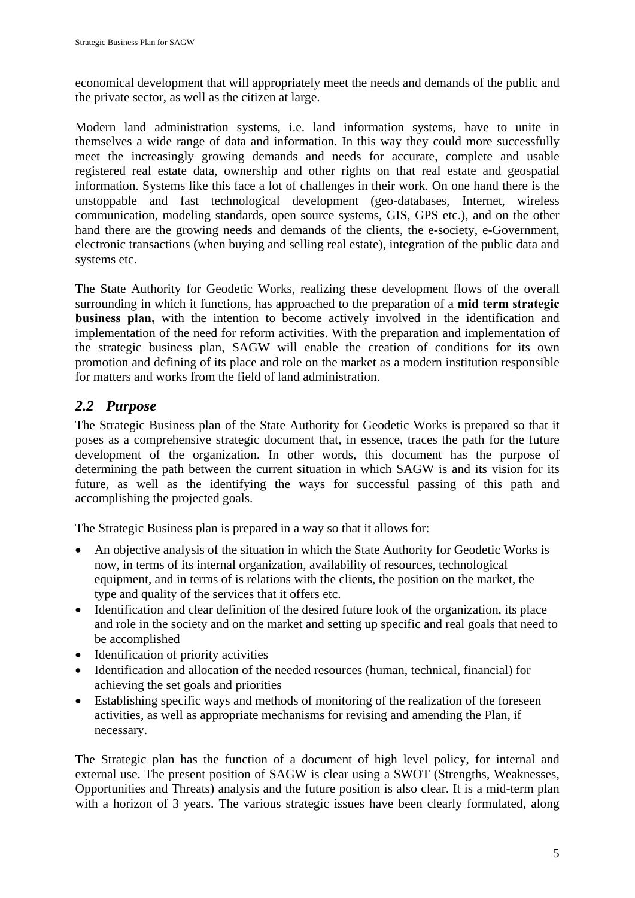economical development that will appropriately meet the needs and demands of the public and the private sector, as well as the citizen at large.

Modern land administration systems, i.e. land information systems, have to unite in themselves a wide range of data and information. In this way they could more successfully meet the increasingly growing demands and needs for accurate, complete and usable registered real estate data, ownership and other rights on that real estate and geospatial information. Systems like this face a lot of challenges in their work. On one hand there is the unstoppable and fast technological development (geo-databases, Internet, wireless communication, modeling standards, open source systems, GIS, GPS etc.), and on the other hand there are the growing needs and demands of the clients, the e-society, e-Government, electronic transactions (when buying and selling real estate), integration of the public data and systems etc.

The State Authority for Geodetic Works, realizing these development flows of the overall surrounding in which it functions, has approached to the preparation of a **mid term strategic business plan,** with the intention to become actively involved in the identification and implementation of the need for reform activities. With the preparation and implementation of the strategic business plan, SAGW will enable the creation of conditions for its own promotion and defining of its place and role on the market as a modern institution responsible for matters and works from the field of land administration.

## *2.2 Purpose*

The Strategic Business plan of the State Authority for Geodetic Works is prepared so that it poses as a comprehensive strategic document that, in essence, traces the path for the future development of the organization. In other words, this document has the purpose of determining the path between the current situation in which SAGW is and its vision for its future, as well as the identifying the ways for successful passing of this path and accomplishing the projected goals.

The Strategic Business plan is prepared in a way so that it allows for:

- An objective analysis of the situation in which the State Authority for Geodetic Works is now, in terms of its internal organization, availability of resources, technological equipment, and in terms of is relations with the clients, the position on the market, the type and quality of the services that it offers etc.
- Identification and clear definition of the desired future look of the organization, its place and role in the society and on the market and setting up specific and real goals that need to be accomplished
- Identification of priority activities
- Identification and allocation of the needed resources (human, technical, financial) for achieving the set goals and priorities
- Establishing specific ways and methods of monitoring of the realization of the foreseen activities, as well as appropriate mechanisms for revising and amending the Plan, if necessary.

The Strategic plan has the function of a document of high level policy, for internal and external use. The present position of SAGW is clear using a SWOT (Strengths, Weaknesses, Opportunities and Threats) analysis and the future position is also clear. It is a mid-term plan with a horizon of 3 years. The various strategic issues have been clearly formulated, along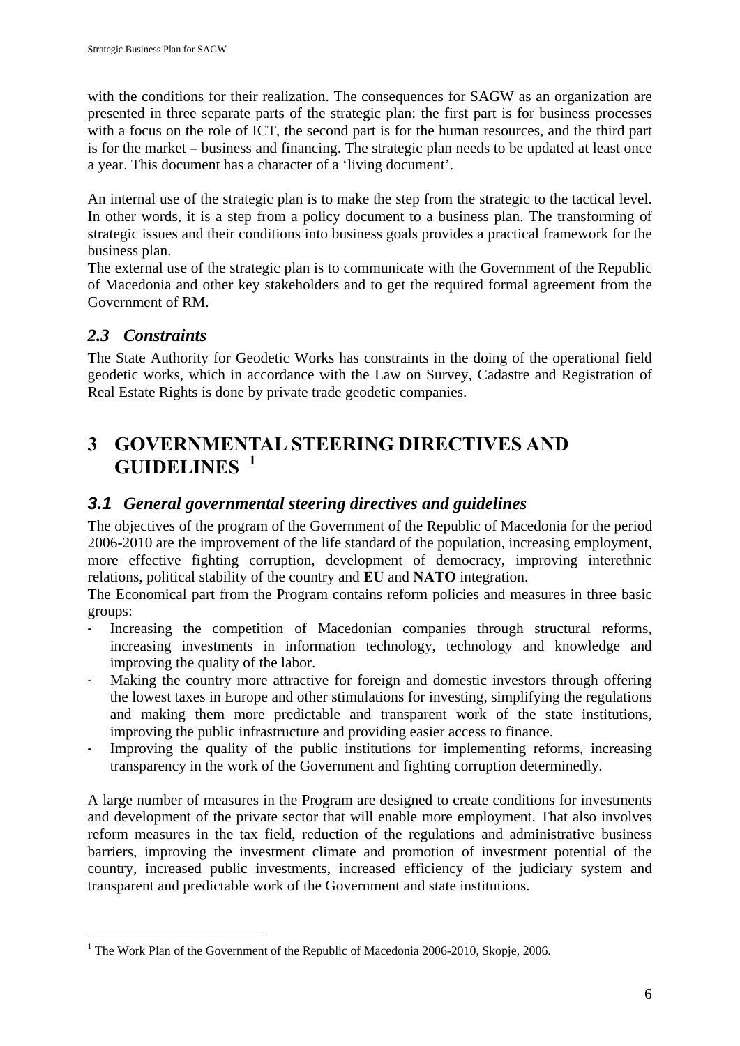with the conditions for their realization. The consequences for SAGW as an organization are presented in three separate parts of the strategic plan: the first part is for business processes with a focus on the role of ICT, the second part is for the human resources, and the third part is for the market – business and financing. The strategic plan needs to be updated at least once a year. This document has a character of a 'living document'.

An internal use of the strategic plan is to make the step from the strategic to the tactical level. In other words, it is a step from a policy document to a business plan. The transforming of strategic issues and their conditions into business goals provides a practical framework for the business plan.

The external use of the strategic plan is to communicate with the Government of the Republic of Macedonia and other key stakeholders and to get the required formal agreement from the Government of RM.

### *2.3 Constraints*

The State Authority for Geodetic Works has constraints in the doing of the operational field geodetic works, which in accordance with the Law on Survey, Cadastre and Registration of Real Estate Rights is done by private trade geodetic companies.

# 3 GOVERNMENTAL STEERING DIRECTIVES AND GUIDELINES [1]

### *3.1 General governmental steering directives and guidelines*

The objectives of the program of the Government of the Republic of Macedonia for the period 2006-2010 are the improvement of the life standard of the population, increasing employment, more effective fighting corruption, development of democracy, improving interethnic relations, political stability of the country and **EU** and **NATO** integration.

The Economical part from the Program contains reform policies and measures in three basic groups:

- Increasing the competition of Macedonian companies through structural reforms, increasing investments in information technology, technology and knowledge and improving the quality of the labor.
- Making the country more attractive for foreign and domestic investors through offering the lowest taxes in Europe and other stimulations for investing, simplifying the regulations and making them more predictable and transparent work of the state institutions, improving the public infrastructure and providing easier access to finance.
- Improving the quality of the public institutions for implementing reforms, increasing transparency in the work of the Government and fighting corruption determinedly.

A large number of measures in the Program are designed to create conditions for investments and development of the private sector that will enable more employment. That also involves reform measures in the tax field, reduction of the regulations and administrative business barriers, improving the investment climate and promotion of investment potential of the country, increased public investments, increased efficiency of the judiciary system and transparent and predictable work of the Government and state institutions.

[1] The Work Plan of the Government of the Republic of Macedonia 2006-2010, Skopje, 2006.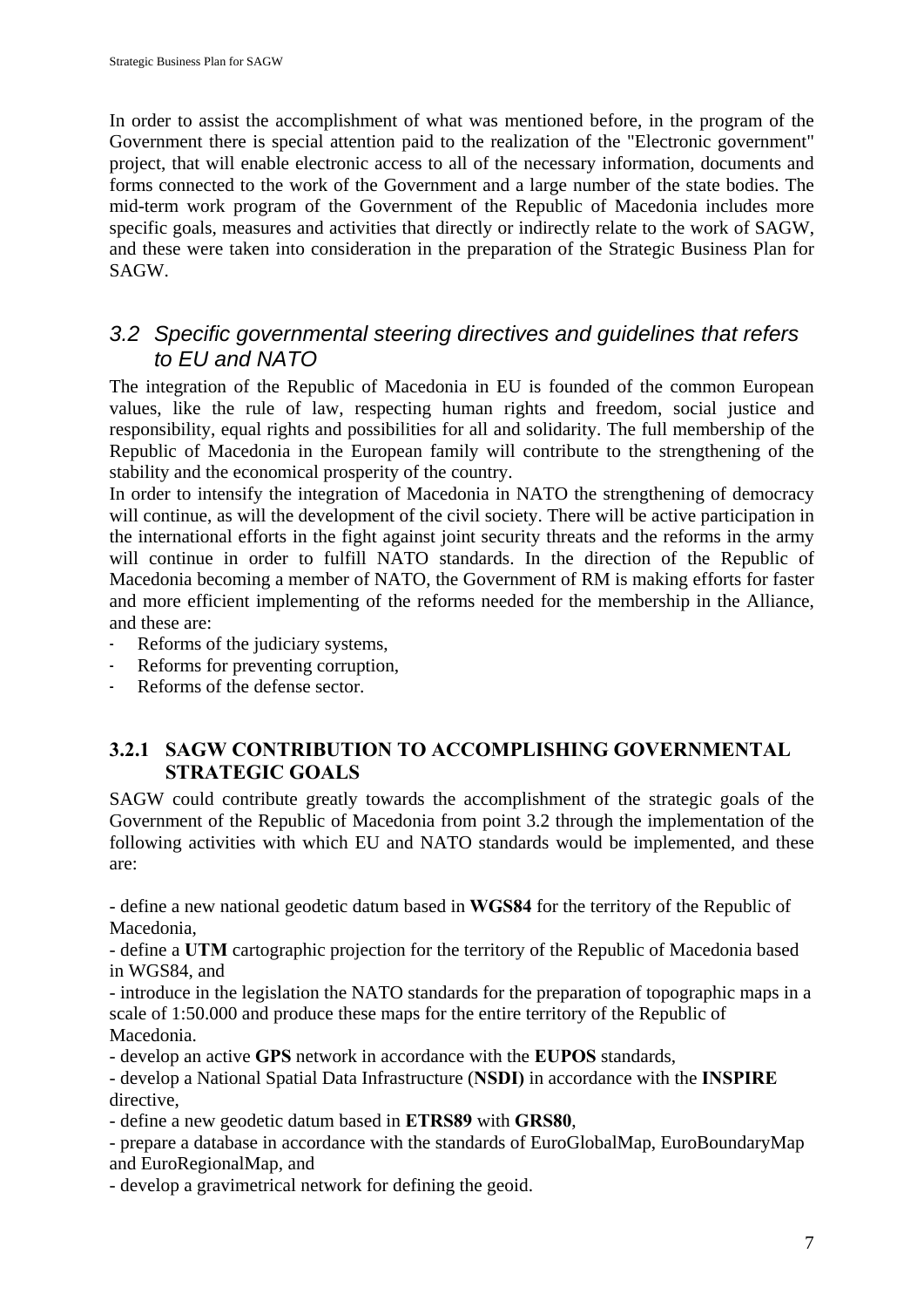In order to assist the accomplishment of what was mentioned before, in the program of the Government there is special attention paid to the realization of the "Electronic government" project, that will enable electronic access to all of the necessary information, documents and forms connected to the work of the Government and a large number of the state bodies. The mid-term work program of the Government of the Republic of Macedonia includes more specific goals, measures and activities that directly or indirectly relate to the work of SAGW, and these were taken into consideration in the preparation of the Strategic Business Plan for SAGW.

## *3.2 Specific governmental steering directives and guidelines that refers to EU and NATO*

The integration of the Republic of Macedonia in EU is founded of the common European values, like the rule of law, respecting human rights and freedom, social justice and responsibility, equal rights and possibilities for all and solidarity. The full membership of the Republic of Macedonia in the European family will contribute to the strengthening of the stability and the economical prosperity of the country.
In order to intensify the integration of Macedonia in NATO the strengthening of democracy will continue, as will the development of the civil society. There will be active participation in the international efforts in the fight against joint security threats and the reforms in the army will continue in order to fulfill NATO standards. In the direction of the Republic of Macedonia becoming a member of NATO, the Government of RM is making efforts for faster and more efficient implementing of the reforms needed for the membership in the Alliance, and these are:

- Reforms of the judiciary systems,
- Reforms for preventing corruption,
- Reforms of the defense sector.

### 3.2.1 SAGW CONTRIBUTION TO ACCOMPLISHING GOVERNMENTAL STRATEGIC GOALS

SAGW could contribute greatly towards the accomplishment of the strategic goals of the Government of the Republic of Macedonia from point 3.2 through the implementation of the following activities with which EU and NATO standards would be implemented, and these are:

- define a new national geodetic datum based in **WGS84** for the territory of the Republic of Macedonia,
- define a **UTM** cartographic projection for the territory of the Republic of Macedonia based in WGS84, and
- introduce in the legislation the NATO standards for the preparation of topographic maps in a scale of 1:50.000 and produce these maps for the entire territory of the Republic of Macedonia.
- develop an active **GPS** network in accordance with the **EUPOS** standards,
- develop a National Spatial Data Infrastructure (**NSDI**) in accordance with the **INSPIRE** directive,
- define a new geodetic datum based in **ETRS89** with **GRS80**,
- prepare a database in accordance with the standards of EuroGlobalMap, EuroBoundaryMap and EuroRegionalMap, and
- develop a gravimetrical network for defining the geoid.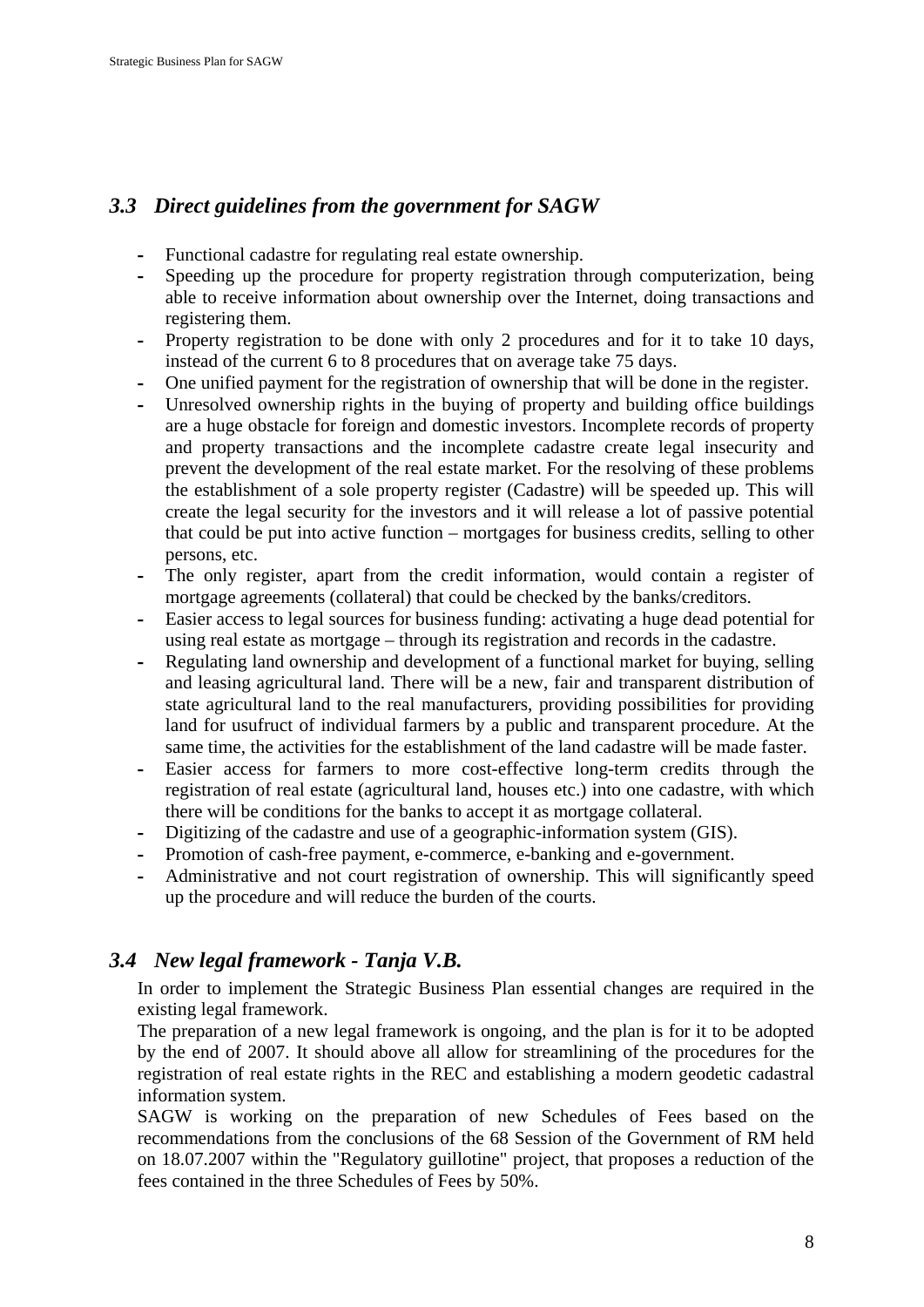### *3.3 Direct guidelines from the government for SAGW*

- Functional cadastre for regulating real estate ownership.
- Speeding up the procedure for property registration through computerization, being able to receive information about ownership over the Internet, doing transactions and registering them.
- Property registration to be done with only 2 procedures and for it to take 10 days, instead of the current 6 to 8 procedures that on average take 75 days.
- One unified payment for the registration of ownership that will be done in the register.
- Unresolved ownership rights in the buying of property and building office buildings are a huge obstacle for foreign and domestic investors. Incomplete records of property and property transactions and the incomplete cadastre create legal insecurity and prevent the development of the real estate market. For the resolving of these problems the establishment of a sole property register (Cadastre) will be speeded up. This will create the legal security for the investors and it will release a lot of passive potential that could be put into active function – mortgages for business credits, selling to other persons, etc.
- The only register, apart from the credit information, would contain a register of mortgage agreements (collateral) that could be checked by the banks/creditors.
- Easier access to legal sources for business funding: activating a huge dead potential for using real estate as mortgage – through its registration and records in the cadastre.
- Regulating land ownership and development of a functional market for buying, selling and leasing agricultural land. There will be a new, fair and transparent distribution of state agricultural land to the real manufacturers, providing possibilities for providing land for usufruct of individual farmers by a public and transparent procedure. At the same time, the activities for the establishment of the land cadastre will be made faster.
- Easier access for farmers to more cost-effective long-term credits through the registration of real estate (agricultural land, houses etc.) into one cadastre, with which there will be conditions for the banks to accept it as mortgage collateral.
- Digitizing of the cadastre and use of a geographic-information system (GIS).
- Promotion of cash-free payment, e-commerce, e-banking and e-government.
- Administrative and not court registration of ownership. This will significantly speed up the procedure and will reduce the burden of the courts.

### *3.4 New legal framework - Tanja V.B.*

In order to implement the Strategic Business Plan essential changes are required in the existing legal framework.

The preparation of a new legal framework is ongoing, and the plan is for it to be adopted by the end of 2007. It should above all allow for streamlining of the procedures for the registration of real estate rights in the REC and establishing a modern geodetic cadastral information system.

SAGW is working on the preparation of new Schedules of Fees based on the recommendations from the conclusions of the 68 Session of the Government of RM held on 18.07.2007 within the "Regulatory guillotine" project, that proposes a reduction of the fees contained in the three Schedules of Fees by 50%.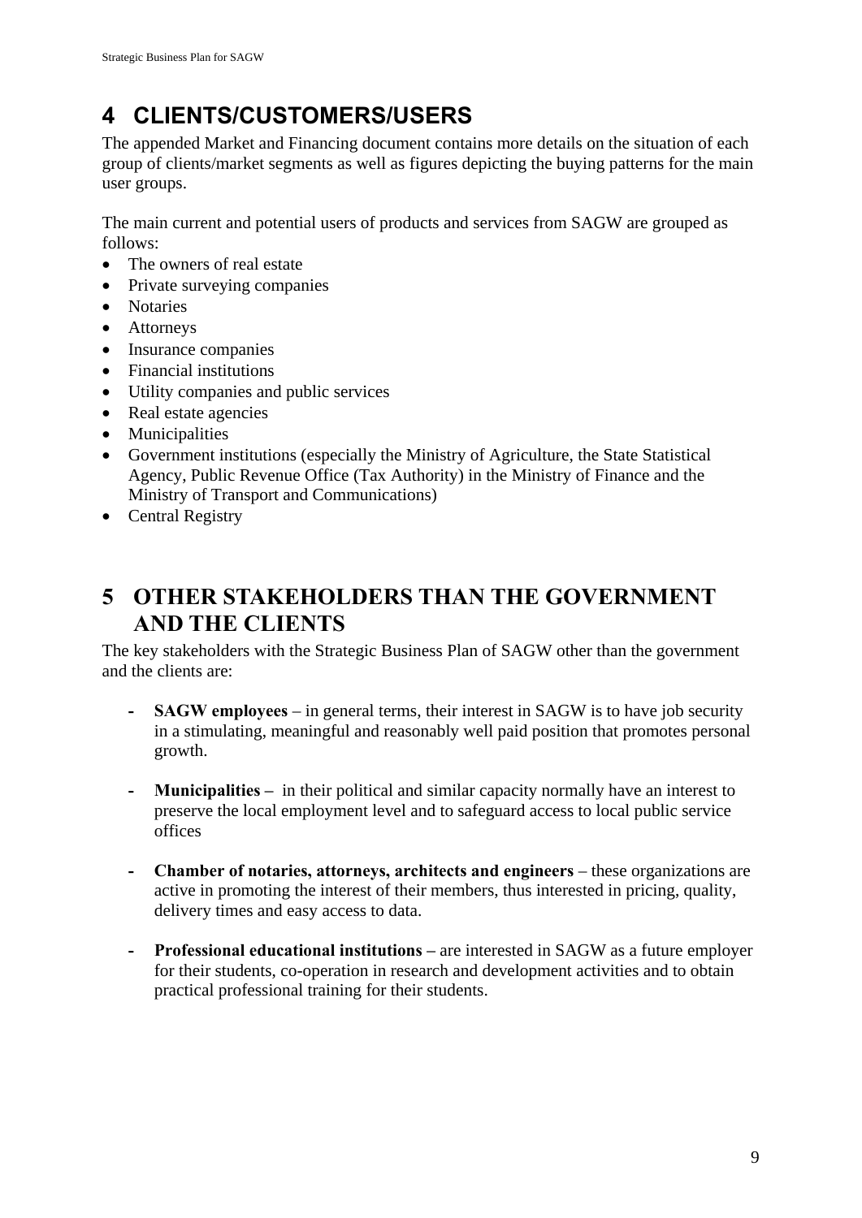# 4 CLIENTS/CUSTOMERS/USERS

The appended Market and Financing document contains more details on the situation of each group of clients/market segments as well as figures depicting the buying patterns for the main user groups.

The main current and potential users of products and services from SAGW are grouped as follows:

- The owners of real estate
- Private surveying companies
- Notaries
- Attorneys
- Insurance companies
- Financial institutions
- Utility companies and public services
- Real estate agencies
- Municipalities
- Government institutions (especially the Ministry of Agriculture, the State Statistical Agency, Public Revenue Office (Tax Authority) in the Ministry of Finance and the Ministry of Transport and Communications)
- Central Registry

# 5 OTHER STAKEHOLDERS THAN THE GOVERNMENT AND THE CLIENTS

The key stakeholders with the Strategic Business Plan of SAGW other than the government and the clients are:

- **SAGW employees** – in general terms, their interest in SAGW is to have job security in a stimulating, meaningful and reasonably well paid position that promotes personal growth.

- **Municipalities –** in their political and similar capacity normally have an interest to preserve the local employment level and to safeguard access to local public service offices

- **Chamber of notaries, attorneys, architects and engineers** – these organizations are active in promoting the interest of their members, thus interested in pricing, quality, delivery times and easy access to data.

- **Professional educational institutions –** are interested in SAGW as a future employer for their students, co-operation in research and development activities and to obtain practical professional training for their students.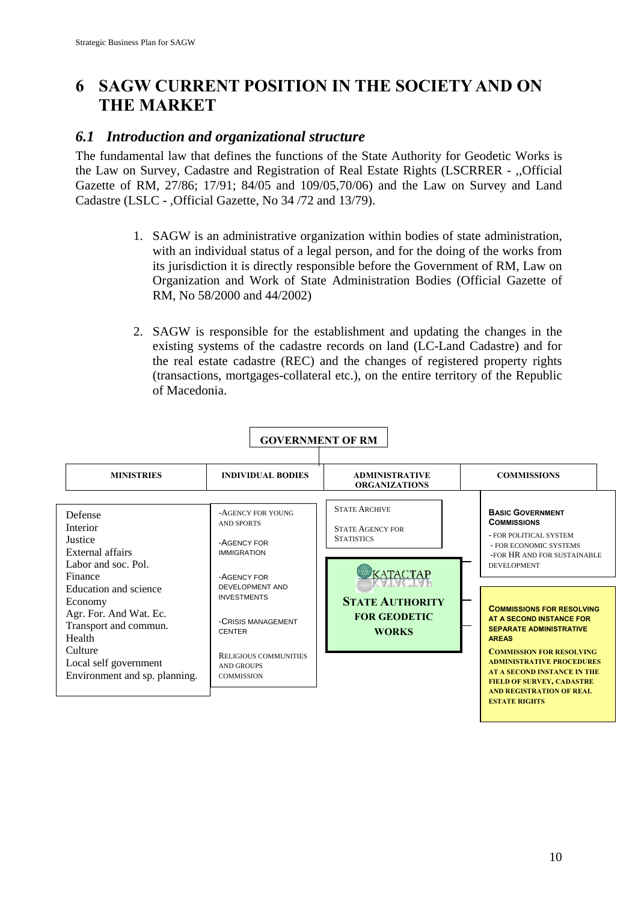# 6 SAGW CURRENT POSITION IN THE SOCIETY AND ON THE MARKET

## 6.1 *Introduction and organizational structure*

The fundamental law that defines the functions of the State Authority for Geodetic Works is the Law on Survey, Cadastre and Registration of Real Estate Rights (LSCRRER - ,,Official Gazette of RM, 27/86; 17/91; 84/05 and 109/05,70/06) and the Law on Survey and Land Cadastre (LSLC - ,Official Gazette, No 34 /72 and 13/79).

1. SAGW is an administrative organization within bodies of state administration, with an individual status of a legal person, and for the doing of the works from its jurisdiction it is directly responsible before the Government of RM, Law on Organization and Work of State Administration Bodies (Official Gazette of RM, No 58/2000 and 44/2002)

2. SAGW is responsible for the establishment and updating the changes in the existing systems of the cadastre records on land (LC-Land Cadastre) and for the real estate cadastre (REC) and the changes of registered property rights (transactions, mortgages-collateral etc.), on the entire territory of the Republic of Macedonia.

GOVERNMENT OF RM

MINISTRIES
Defense
Interior
Justice
External affairs
Labor and soc. Pol.
Finance
Education and science
Economy
Agr. For. And Wat. Ec.
Transport and commun.
Health
Culture
Local self government
Environment and sp. planning.

INDIVIDUAL BODIES
-Agency for young and sports
-Agency for immigration
-Agency for development and investments
-Crisis management center
Religious communities and groups commission

ADMINISTRATIVE ORGANIZATIONS
State Archive
State Agency for Statistics
КАТАСТАР
State Authority for Geodetic Works

COMMISSIONS
Basic Government Commissions
- for political system
- for economic systems
-for HR and for sustainable development

Commissions for resolving at a second instance for separate administrative areas
Commission for resolving administrative procedures at a second instance in the field of survey, cadastre and registration of real estate rights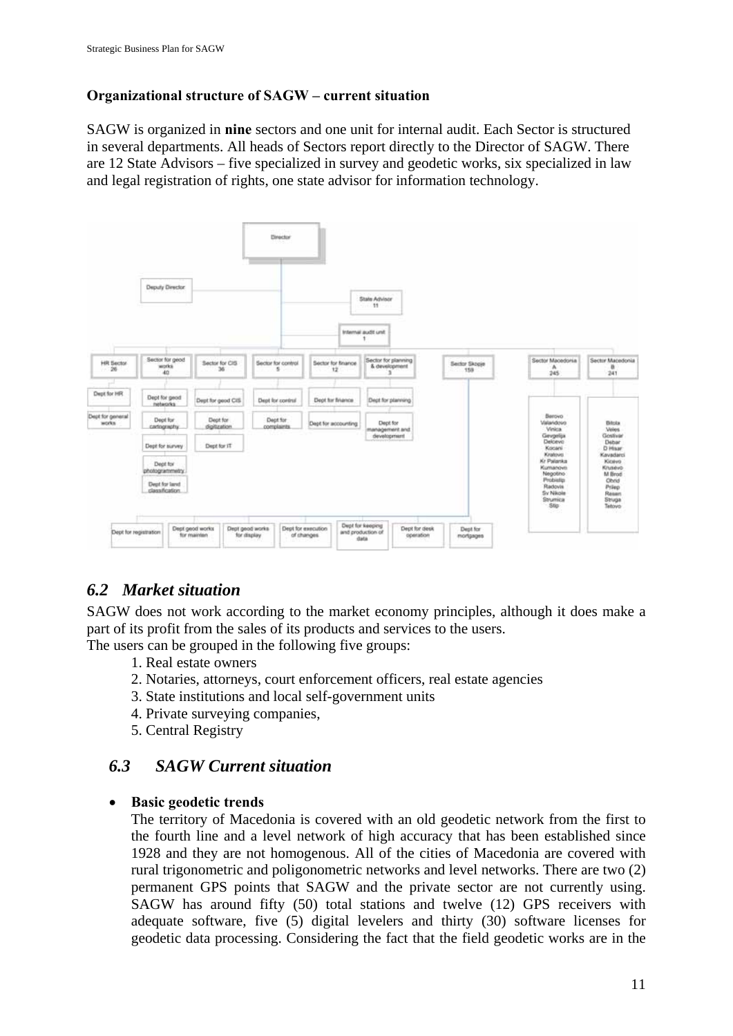#### Organizational structure of SAGW – current situation

SAGW is organized in **nine** sectors and one unit for internal audit. Each Sector is structured in several departments. All heads of Sectors report directly to the Director of SAGW. There are 12 State Advisors – five specialized in survey and geodetic works, six specialized in law and legal registration of rights, one state advisor for information technology.

Director

Deputy Director

State Advisor 11

Internal audit unit 1

HR Sector 26

Sector for geod works 40

Sector for CIS 36

Sector for control 5

Sector for finance 12

Sector for planning & development 3

Sector Skopje 159

Sector Macedonia A 245

Sector Macedonia B 241

Dept for HR

Dept for general works

Dept for geod networks

Dept for cartography

Dept for survey

Dept for photogrammetry

Dept for land classification

Dept for geod CIS

Dept for digitization

Dept for IT

Dept for control

Dept for complaints

Dept for finance

Dept for accounting

Dept for planning

Dept for management and development

Berovo, Valandovo, Vinica, Gevgelija, Delcevo, Kocani, Kratovo, Kr Palanka, Kumanovo, Negotino, Probistip, Radovis, Sv Nikole, Strumica, Stip

Bitola, Veles, Gostivar, Debar, D Hisar, Kavadarci, Kicevo, Krusevo, M Brod, Ohrid, Prilep, Resen, Struga, Tetovo

Dept for registration

Dept geod works for mainten

Dept geod works for display

Dept for execution of changes

Dept for keeping and production of data

Dept for desk operation

Dept for mortgages

## *6.2 Market situation*

SAGW does not work according to the market economy principles, although it does make a part of its profit from the sales of its products and services to the users.
The users can be grouped in the following five groups:

1. Real estate owners
2. Notaries, attorneys, court enforcement officers, real estate agencies
3. State institutions and local self-government units
4. Private surveying companies,
5. Central Registry

## *6.3 SAGW Current situation*

- **Basic geodetic trends**

  The territory of Macedonia is covered with an old geodetic network from the first to the fourth line and a level network of high accuracy that has been established since 1928 and they are not homogenous. All of the cities of Macedonia are covered with rural trigonometric and poligonometric networks and level networks. There are two (2) permanent GPS points that SAGW and the private sector are not currently using. SAGW has around fifty (50) total stations and twelve (12) GPS receivers with adequate software, five (5) digital levelers and thirty (30) software licenses for geodetic data processing. Considering the fact that the field geodetic works are in the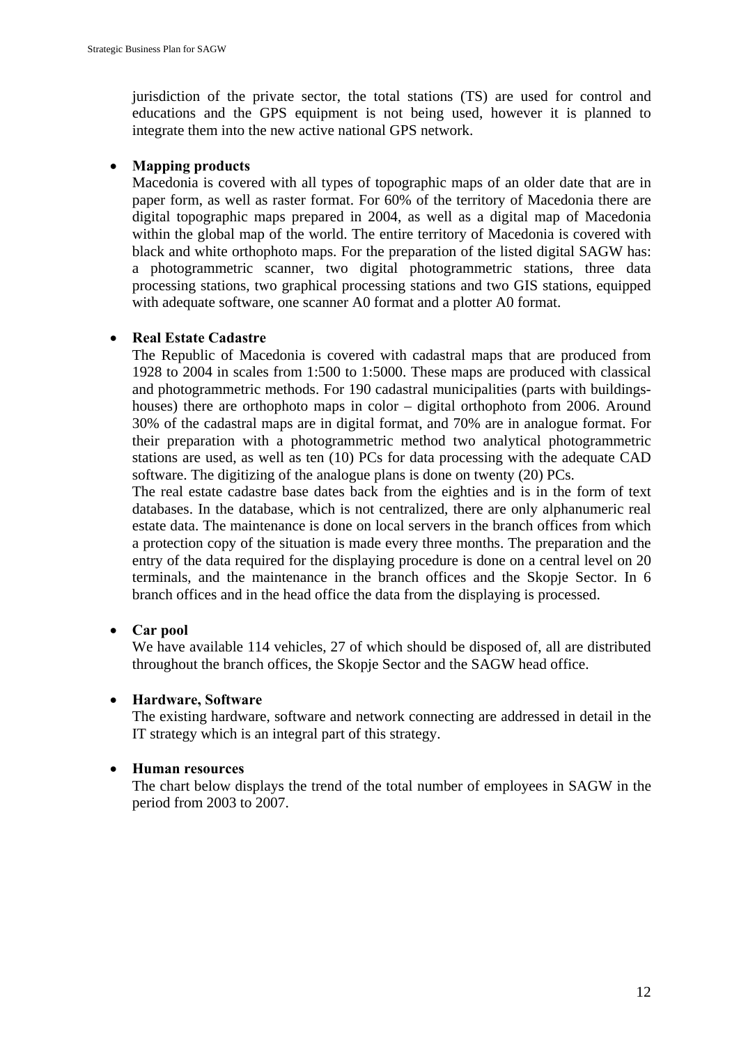jurisdiction of the private sector, the total stations (TS) are used for control and educations and the GPS equipment is not being used, however it is planned to integrate them into the new active national GPS network.

- **Mapping products**
  Macedonia is covered with all types of topographic maps of an older date that are in paper form, as well as raster format. For 60% of the territory of Macedonia there are digital topographic maps prepared in 2004, as well as a digital map of Macedonia within the global map of the world. The entire territory of Macedonia is covered with black and white orthophoto maps. For the preparation of the listed digital SAGW has: a photogrammetric scanner, two digital photogrammetric stations, three data processing stations, two graphical processing stations and two GIS stations, equipped with adequate software, one scanner A0 format and a plotter A0 format.

- **Real Estate Cadastre**
  The Republic of Macedonia is covered with cadastral maps that are produced from 1928 to 2004 in scales from 1:500 to 1:5000. These maps are produced with classical and photogrammetric methods. For 190 cadastral municipalities (parts with buildings-houses) there are orthophoto maps in color – digital orthophoto from 2006. Around 30% of the cadastral maps are in digital format, and 70% are in analogue format. For their preparation with a photogrammetric method two analytical photogrammetric stations are used, as well as ten (10) PCs for data processing with the adequate CAD software. The digitizing of the analogue plans is done on twenty (20) PCs.
  The real estate cadastre base dates back from the eighties and is in the form of text databases. In the database, which is not centralized, there are only alphanumeric real estate data. The maintenance is done on local servers in the branch offices from which a protection copy of the situation is made every three months. The preparation and the entry of the data required for the displaying procedure is done on a central level on 20 terminals, and the maintenance in the branch offices and the Skopje Sector. In 6 branch offices and in the head office the data from the displaying is processed.

- **Car pool**
  We have available 114 vehicles, 27 of which should be disposed of, all are distributed throughout the branch offices, the Skopje Sector and the SAGW head office.

- **Hardware, Software**
  The existing hardware, software and network connecting are addressed in detail in the IT strategy which is an integral part of this strategy.

- **Human resources**
  The chart below displays the trend of the total number of employees in SAGW in the period from 2003 to 2007.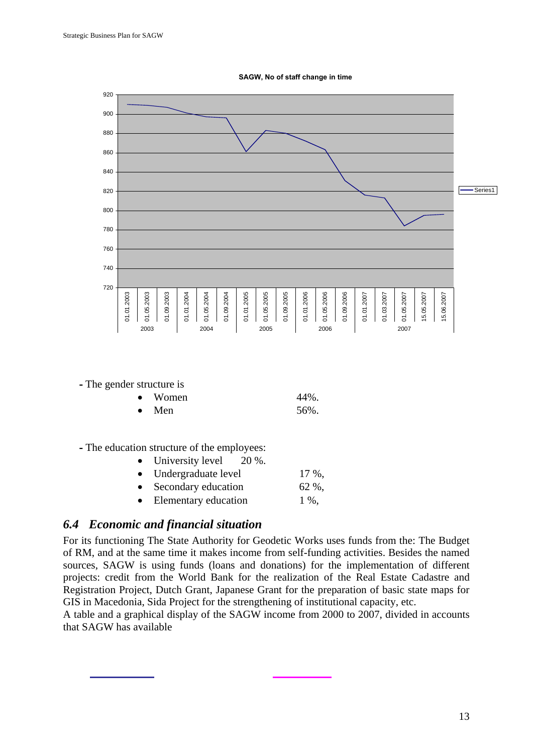SAGW, No of staff change in time

920
900
880
860
840
820
800
780
760
740
720

01.01.2003
01.05.2003
01.09.2003
01.01.2004
01.05.2004
01.09.2004
01.01.2005
01.05.2005
01.09.2005
01.01.2006
01.05.2006
01.09.2006
01.01.2007
01.03.2007
01.05.2007
15.05.2007
15.06.2007

2003
2004
2005
2006
2007

Series1

**-** The gender structure is

- Women 44%.
- Men 56%.

**-** The education structure of the employees:

- University level 20 %.
- Undergraduate level 17 %,
- Secondary education 62 %,
- Elementary education 1 %,

## *6.4 Economic and financial situation*

For its functioning The State Authority for Geodetic Works uses funds from the: The Budget of RM, and at the same time it makes income from self-funding activities. Besides the named sources, SAGW is using funds (loans and donations) for the implementation of different projects: credit from the World Bank for the realization of the Real Estate Cadastre and Registration Project, Dutch Grant, Japanese Grant for the preparation of basic state maps for GIS in Macedonia, Sida Project for the strengthening of institutional capacity, etc.

A table and a graphical display of the SAGW income from 2000 to 2007, divided in accounts that SAGW has available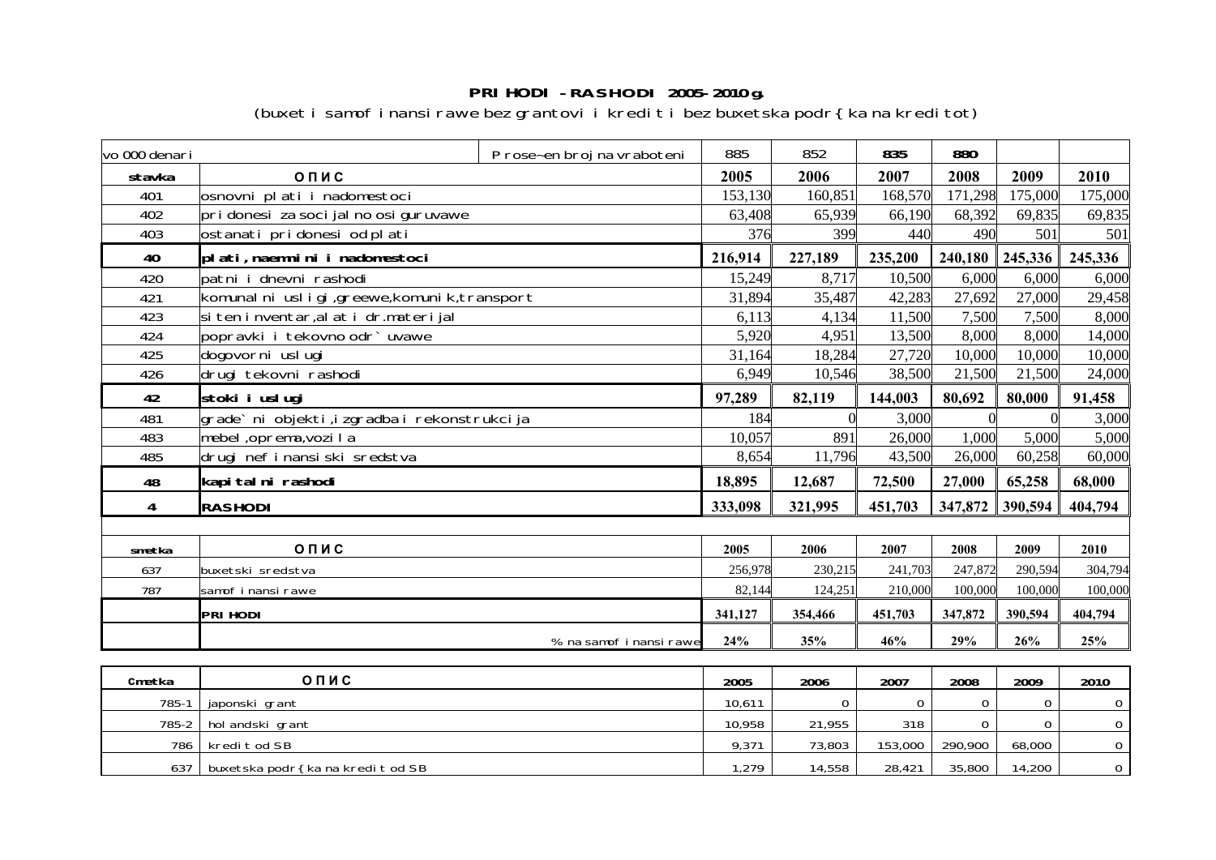**PRIHODI - RASHODI 2005-2010g.**

(buxeti samofinansirawe bez grantovi i krediti bez buxetska podr{ka na kreditot)

| vo 000 denari | | Prose~en broj na vraboteni | 885 | 852 | 835 | 880 | | |
|---|---|---|---|---|---|---|---|---|
| **stavka** | **ОПИС** | | **2005** | **2006** | **2007** | **2008** | **2009** | **2010** |
| 401 | osnovni plati i nadomestoci | | 153,130 | 160,851 | 168,570 | 171,298 | 175,000 | 175,000 |
| 402 | pridonesi za socijalno osiguruvawe | | 63,408 | 65,939 | 66,190 | 68,392 | 69,835 | 69,835 |
| 403 | ostanati pridonesi od plati | | 376 | 399 | 440 | 490 | 501 | 501 |
| **40** | **plati, naemnini i nadomestoci** | | **216,914** | **227,189** | **235,200** | **240,180** | **245,336** | **245,336** |
| 420 | patni i dnevni rashodi | | 15,249 | 8,717 | 10,500 | 6,000 | 6,000 | 6,000 |
| 421 | komunalni uslugi,greewe,komunik,transport | | 31,894 | 35,487 | 42,283 | 27,692 | 27,000 | 29,458 |
| 423 | siten inventar,alati dr.materijal | | 6,113 | 4,134 | 11,500 | 7,500 | 7,500 | 8,000 |
| 424 | popravki i tekovno odr`uvawe | | 5,920 | 4,951 | 13,500 | 8,000 | 8,000 | 14,000 |
| 425 | dogovorni uslugi | | 31,164 | 18,284 | 27,720 | 10,000 | 10,000 | 10,000 |
| 426 | drugi tekovni rashodi | | 6,949 | 10,546 | 38,500 | 21,500 | 21,500 | 24,000 |
| **42** | **stoki i uslugi** | | **97,289** | **82,119** | **144,003** | **80,692** | **80,000** | **91,458** |
| 481 | grade`ni objekti,izgradba i rekonstrukcija | | 184 | 0 | 3,000 | 0 | 0 | 3,000 |
| 483 | mebel,oprema,vozila | | 10,057 | 891 | 26,000 | 1,000 | 5,000 | 5,000 |
| 485 | drugi nefinansiski sredstva | | 8,654 | 11,796 | 43,500 | 26,000 | 60,258 | 60,000 |
| **48** | **kapitalni rashodi** | | **18,895** | **12,687** | **72,500** | **27,000** | **65,258** | **68,000** |
| **4** | **RASHODI** | | **333,098** | **321,995** | **451,703** | **347,872** | **390,594** | **404,794** |

| **smetka** | **ОПИС** | | **2005** | **2006** | **2007** | **2008** | **2009** | **2010** |
|---|---|---|---|---|---|---|---|---|
| 637 | buxetski sredstva | | 256,978 | 230,215 | 241,703 | 247,872 | 290,594 | 304,794 |
| 787 | samofinansirawe | | 82,144 | 124,251 | 210,000 | 100,000 | 100,000 | 100,000 |
| | **PRIHODI** | | **341,127** | **354,466** | **451,703** | **347,872** | **390,594** | **404,794** |
| | | % na samofinansirawe | **24%** | **35%** | **46%** | **29%** | **26%** | **25%** |

| **Cmetka** | **ОПИС** | **2005** | **2006** | **2007** | **2008** | **2009** | **2010** |
|---|---|---|---|---|---|---|---|
| 785-1 | japonski grant | 10,611 | 0 | 0 | 0 | 0 | 0 |
| 785-2 | holandski grant | 10,958 | 21,955 | 318 | 0 | 0 | 0 |
| 786 | kredit od SB | 9,371 | 73,803 | 153,000 | 290,900 | 68,000 | 0 |
| 637 | buxetska podr{ka na kredit od SB | 1,279 | 14,558 | 28,421 | 35,800 | 14,200 | 0 |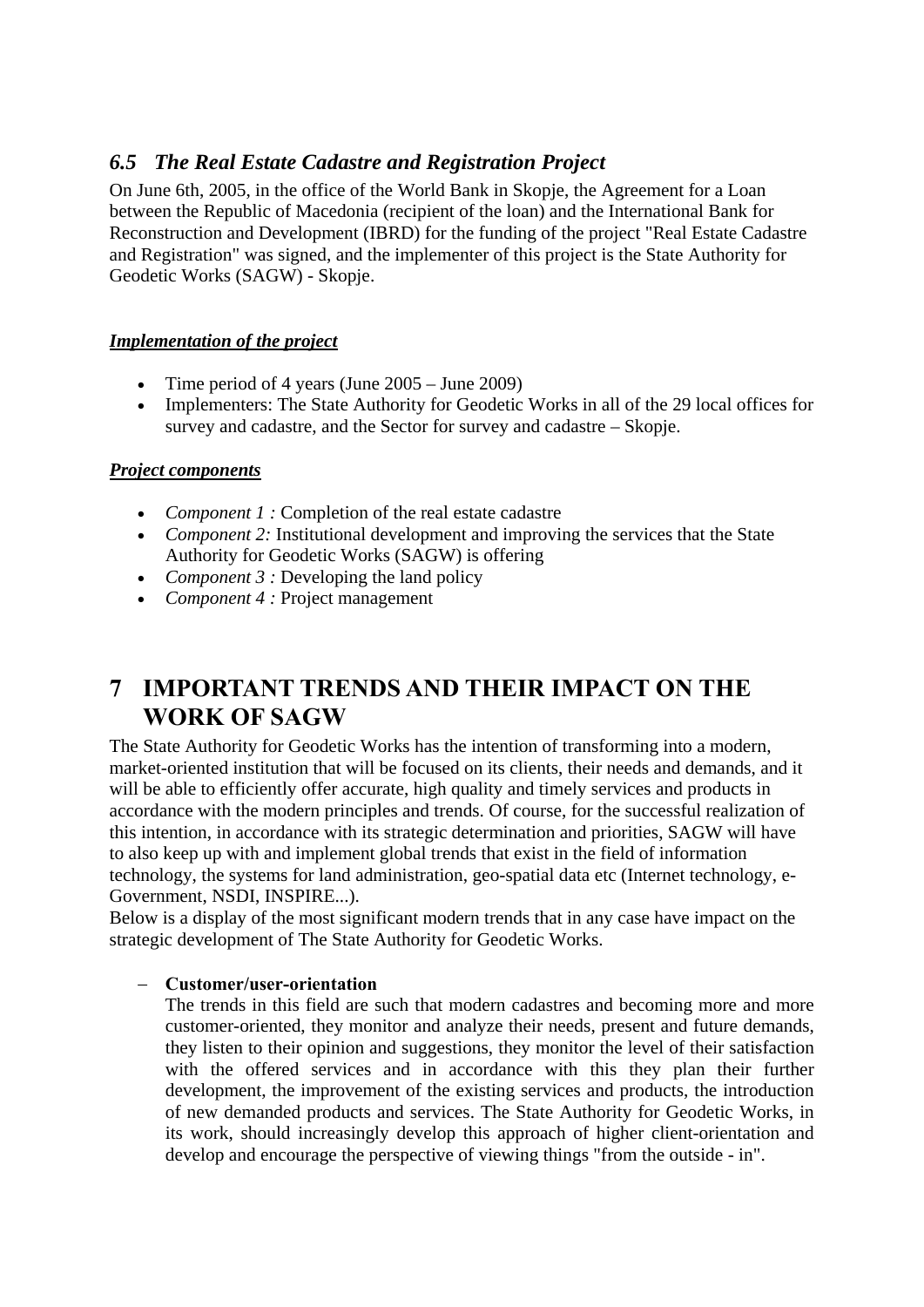### *6.5 The Real Estate Cadastre and Registration Project*

On June 6th, 2005, in the office of the World Bank in Skopje, the Agreement for a Loan between the Republic of Macedonia (recipient of the loan) and the International Bank for Reconstruction and Development (IBRD) for the funding of the project "Real Estate Cadastre and Registration" was signed, and the implementer of this project is the State Authority for Geodetic Works (SAGW) - Skopje.

***Implementation of the project***

- Time period of 4 years (June 2005 – June 2009)
- Implementers: The State Authority for Geodetic Works in all of the 29 local offices for survey and cadastre, and the Sector for survey and cadastre – Skopje.

***Project components***

- *Component 1 :* Completion of the real estate cadastre
- *Component 2:* Institutional development and improving the services that the State Authority for Geodetic Works (SAGW) is offering
- *Component 3 :* Developing the land policy
- *Component 4 :* Project management

# 7 IMPORTANT TRENDS AND THEIR IMPACT ON THE WORK OF SAGW

The State Authority for Geodetic Works has the intention of transforming into a modern, market-oriented institution that will be focused on its clients, their needs and demands, and it will be able to efficiently offer accurate, high quality and timely services and products in accordance with the modern principles and trends. Of course, for the successful realization of this intention, in accordance with its strategic determination and priorities, SAGW will have to also keep up with and implement global trends that exist in the field of information technology, the systems for land administration, geo-spatial data etc (Internet technology, e-Government, NSDI, INSPIRE...).

Below is a display of the most significant modern trends that in any case have impact on the strategic development of The State Authority for Geodetic Works.

- **Customer/user-orientation**

  The trends in this field are such that modern cadastres and becoming more and more customer-oriented, they monitor and analyze their needs, present and future demands, they listen to their opinion and suggestions, they monitor the level of their satisfaction with the offered services and in accordance with this they plan their further development, the improvement of the existing services and products, the introduction of new demanded products and services. The State Authority for Geodetic Works, in its work, should increasingly develop this approach of higher client-orientation and develop and encourage the perspective of viewing things "from the outside - in".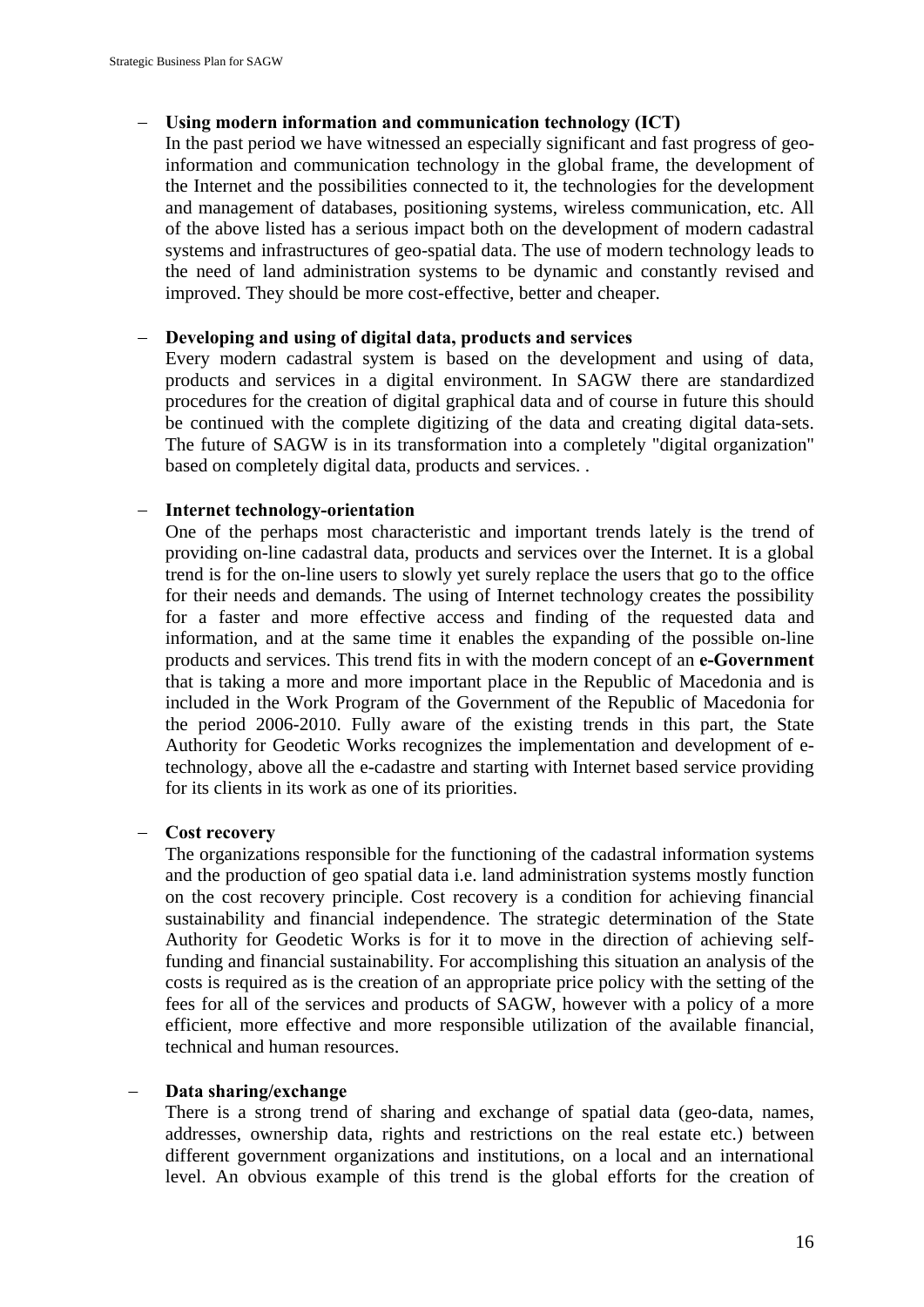- **Using modern information and communication technology (ICT)**

  In the past period we have witnessed an especially significant and fast progress of geo-information and communication technology in the global frame, the development of the Internet and the possibilities connected to it, the technologies for the development and management of databases, positioning systems, wireless communication, etc. All of the above listed has a serious impact both on the development of modern cadastral systems and infrastructures of geo-spatial data. The use of modern technology leads to the need of land administration systems to be dynamic and constantly revised and improved. They should be more cost-effective, better and cheaper.

- **Developing and using of digital data, products and services**

  Every modern cadastral system is based on the development and using of data, products and services in a digital environment. In SAGW there are standardized procedures for the creation of digital graphical data and of course in future this should be continued with the complete digitizing of the data and creating digital data-sets. The future of SAGW is in its transformation into a completely "digital organization" based on completely digital data, products and services. .

- **Internet technology-orientation**

  One of the perhaps most characteristic and important trends lately is the trend of providing on-line cadastral data, products and services over the Internet. It is a global trend is for the on-line users to slowly yet surely replace the users that go to the office for their needs and demands. The using of Internet technology creates the possibility for a faster and more effective access and finding of the requested data and information, and at the same time it enables the expanding of the possible on-line products and services. This trend fits in with the modern concept of an **e-Government** that is taking a more and more important place in the Republic of Macedonia and is included in the Work Program of the Government of the Republic of Macedonia for the period 2006-2010. Fully aware of the existing trends in this part, the State Authority for Geodetic Works recognizes the implementation and development of e-technology, above all the e-cadastre and starting with Internet based service providing for its clients in its work as one of its priorities.

- **Cost recovery**

  The organizations responsible for the functioning of the cadastral information systems and the production of geo spatial data i.e. land administration systems mostly function on the cost recovery principle. Cost recovery is a condition for achieving financial sustainability and financial independence. The strategic determination of the State Authority for Geodetic Works is for it to move in the direction of achieving self-funding and financial sustainability. For accomplishing this situation an analysis of the costs is required as is the creation of an appropriate price policy with the setting of the fees for all of the services and products of SAGW, however with a policy of a more efficient, more effective and more responsible utilization of the available financial, technical and human resources.

- **Data sharing/exchange**

  There is a strong trend of sharing and exchange of spatial data (geo-data, names, addresses, ownership data, rights and restrictions on the real estate etc.) between different government organizations and institutions, on a local and an international level. An obvious example of this trend is the global efforts for the creation of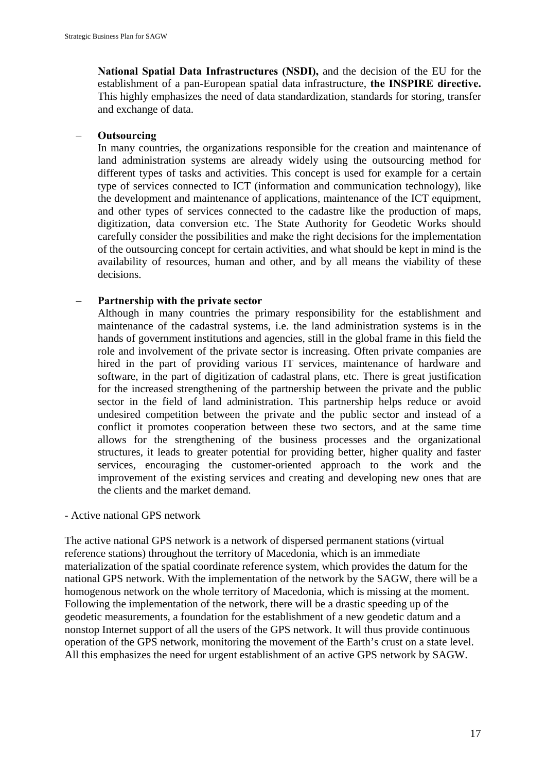**National Spatial Data Infrastructures (NSDI),** and the decision of the EU for the establishment of a pan-European spatial data infrastructure, **the INSPIRE directive.** This highly emphasizes the need of data standardization, standards for storing, transfer and exchange of data.

- **Outsourcing**
  In many countries, the organizations responsible for the creation and maintenance of land administration systems are already widely using the outsourcing method for different types of tasks and activities. This concept is used for example for a certain type of services connected to ICT (information and communication technology), like the development and maintenance of applications, maintenance of the ICT equipment, and other types of services connected to the cadastre like the production of maps, digitization, data conversion etc. The State Authority for Geodetic Works should carefully consider the possibilities and make the right decisions for the implementation of the outsourcing concept for certain activities, and what should be kept in mind is the availability of resources, human and other, and by all means the viability of these decisions.

- **Partnership with the private sector**
  Although in many countries the primary responsibility for the establishment and maintenance of the cadastral systems, i.e. the land administration systems is in the hands of government institutions and agencies, still in the global frame in this field the role and involvement of the private sector is increasing. Often private companies are hired in the part of providing various IT services, maintenance of hardware and software, in the part of digitization of cadastral plans, etc. There is great justification for the increased strengthening of the partnership between the private and the public sector in the field of land administration. This partnership helps reduce or avoid undesired competition between the private and the public sector and instead of a conflict it promotes cooperation between these two sectors, and at the same time allows for the strengthening of the business processes and the organizational structures, it leads to greater potential for providing better, higher quality and faster services, encouraging the customer-oriented approach to the work and the improvement of the existing services and creating and developing new ones that are the clients and the market demand.

- Active national GPS network

The active national GPS network is a network of dispersed permanent stations (virtual reference stations) throughout the territory of Macedonia, which is an immediate materialization of the spatial coordinate reference system, which provides the datum for the national GPS network. With the implementation of the network by the SAGW, there will be a homogenous network on the whole territory of Macedonia, which is missing at the moment. Following the implementation of the network, there will be a drastic speeding up of the geodetic measurements, a foundation for the establishment of a new geodetic datum and a nonstop Internet support of all the users of the GPS network. It will thus provide continuous operation of the GPS network, monitoring the movement of the Earth's crust on a state level. All this emphasizes the need for urgent establishment of an active GPS network by SAGW.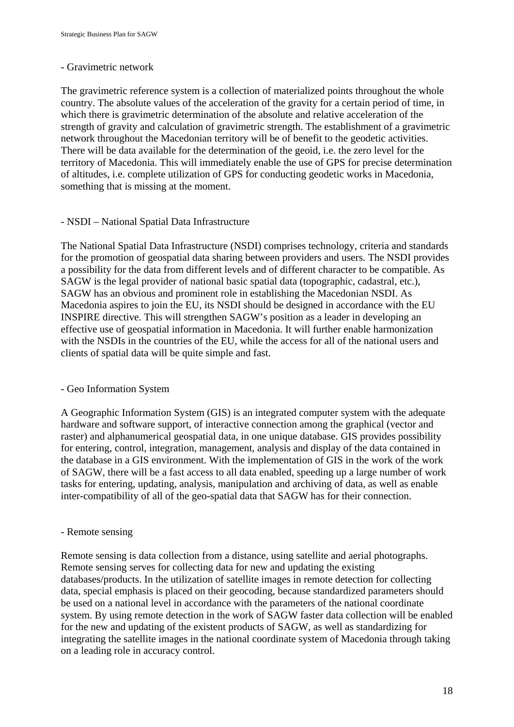- Gravimetric network

The gravimetric reference system is a collection of materialized points throughout the whole country. The absolute values of the acceleration of the gravity for a certain period of time, in which there is gravimetric determination of the absolute and relative acceleration of the strength of gravity and calculation of gravimetric strength. The establishment of a gravimetric network throughout the Macedonian territory will be of benefit to the geodetic activities. There will be data available for the determination of the geoid, i.e. the zero level for the territory of Macedonia. This will immediately enable the use of GPS for precise determination of altitudes, i.e. complete utilization of GPS for conducting geodetic works in Macedonia, something that is missing at the moment.

- NSDI – National Spatial Data Infrastructure

The National Spatial Data Infrastructure (NSDI) comprises technology, criteria and standards for the promotion of geospatial data sharing between providers and users. The NSDI provides a possibility for the data from different levels and of different character to be compatible. As SAGW is the legal provider of national basic spatial data (topographic, cadastral, etc.), SAGW has an obvious and prominent role in establishing the Macedonian NSDI. As Macedonia aspires to join the EU, its NSDI should be designed in accordance with the EU INSPIRE directive. This will strengthen SAGW's position as a leader in developing an effective use of geospatial information in Macedonia. It will further enable harmonization with the NSDIs in the countries of the EU, while the access for all of the national users and clients of spatial data will be quite simple and fast.

- Geo Information System

A Geographic Information System (GIS) is an integrated computer system with the adequate hardware and software support, of interactive connection among the graphical (vector and raster) and alphanumerical geospatial data, in one unique database. GIS provides possibility for entering, control, integration, management, analysis and display of the data contained in the database in a GIS environment. With the implementation of GIS in the work of the work of SAGW, there will be a fast access to all data enabled, speeding up a large number of work tasks for entering, updating, analysis, manipulation and archiving of data, as well as enable inter-compatibility of all of the geo-spatial data that SAGW has for their connection.

- Remote sensing

Remote sensing is data collection from a distance, using satellite and aerial photographs. Remote sensing serves for collecting data for new and updating the existing databases/products. In the utilization of satellite images in remote detection for collecting data, special emphasis is placed on their geocoding, because standardized parameters should be used on a national level in accordance with the parameters of the national coordinate system. By using remote detection in the work of SAGW faster data collection will be enabled for the new and updating of the existent products of SAGW, as well as standardizing for integrating the satellite images in the national coordinate system of Macedonia through taking on a leading role in accuracy control.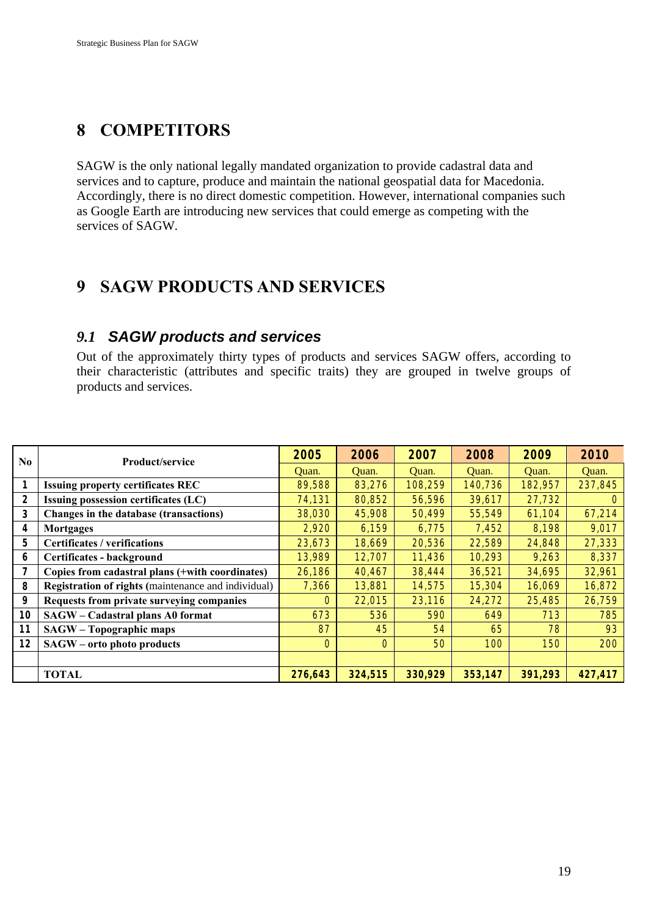# 8 COMPETITORS

SAGW is the only national legally mandated organization to provide cadastral data and services and to capture, produce and maintain the national geospatial data for Macedonia. Accordingly, there is no direct domestic competition. However, international companies such as Google Earth are introducing new services that could emerge as competing with the services of SAGW.

# 9 SAGW PRODUCTS AND SERVICES

## *9.1 SAGW products and services*

Out of the approximately thirty types of products and services SAGW offers, according to their characteristic (attributes and specific traits) they are grouped in twelve groups of products and services.

| No | Product/service | 2005 | 2006 | 2007 | 2008 | 2009 | 2010 |
|---|---|---|---|---|---|---|---|
| | | Quan. | Quan. | Quan. | Quan. | Quan. | Quan. |
| 1 | **Issuing property certificates REC** | 89,588 | 83,276 | 108,259 | 140,736 | 182,957 | 237,845 |
| 2 | **Issuing possession certificates (LC)** | 74,131 | 80,852 | 56,596 | 39,617 | 27,732 | 0 |
| 3 | **Changes in the database (transactions)** | 38,030 | 45,908 | 50,499 | 55,549 | 61,104 | 67,214 |
| 4 | **Mortgages** | 2,920 | 6,159 | 6,775 | 7,452 | 8,198 | 9,017 |
| 5 | **Certificates / verifications** | 23,673 | 18,669 | 20,536 | 22,589 | 24,848 | 27,333 |
| 6 | **Certificates - background** | 13,989 | 12,707 | 11,436 | 10,293 | 9,263 | 8,337 |
| 7 | **Copies from cadastral plans (+with coordinates)** | 26,186 | 40,467 | 38,444 | 36,521 | 34,695 | 32,961 |
| 8 | **Registration of rights** (maintenance and individual) | 7,366 | 13,881 | 14,575 | 15,304 | 16,069 | 16,872 |
| 9 | **Requests from private surveying companies** | 0 | 22,015 | 23,116 | 24,272 | 25,485 | 26,759 |
| 10 | **SAGW – Cadastral plans A0 format** | 673 | 536 | 590 | 649 | 713 | 785 |
| 11 | **SAGW – Topographic maps** | 87 | 45 | 54 | 65 | 78 | 93 |
| 12 | **SAGW – orto photo products** | 0 | 0 | 50 | 100 | 150 | 200 |
| | | | | | | | |
| | **TOTAL** | **276,643** | **324,515** | **330,929** | **353,147** | **391,293** | **427,417** |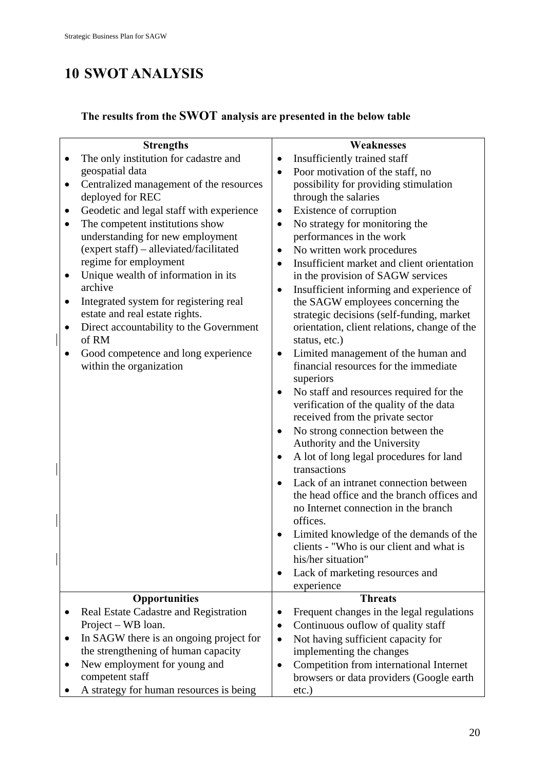# 10 SWOT ANALYSIS

**The results from the SWOT analysis are presented in the below table**

| Strengths | Weaknesses |
|---|---|
| • The only institution for cadastre and geospatial data<br>• Centralized management of the resources deployed for REC<br>• Geodetic and legal staff with experience<br>• The competent institutions show understanding for new employment (expert staff) – alleviated/facilitated regime for employment<br>• Unique wealth of information in its archive<br>• Integrated system for registering real estate and real estate rights.<br>• Direct accountability to the Government of RM<br>• Good competence and long experience within the organization | • Insufficiently trained staff<br>• Poor motivation of the staff, no possibility for providing stimulation through the salaries<br>• Existence of corruption<br>• No strategy for monitoring the performances in the work<br>• No written work procedures<br>• Insufficient market and client orientation in the provision of SAGW services<br>• Insufficient informing and experience of the SAGW employees concerning the strategic decisions (self-funding, market orientation, client relations, change of the status, etc.)<br>• Limited management of the human and financial resources for the immediate superiors<br>• No staff and resources required for the verification of the quality of the data received from the private sector<br>• No strong connection between the Authority and the University<br>• A lot of long legal procedures for land transactions<br>• Lack of an intranet connection between the head office and the branch offices and no Internet connection in the branch offices.<br>• Limited knowledge of the demands of the clients - "Who is our client and what is his/her situation"<br>• Lack of marketing resources and experience |
| **Opportunities** | **Threats** |
| • Real Estate Cadastre and Registration Project – WB loan.<br>• In SAGW there is an ongoing project for the strengthening of human capacity<br>• New employment for young and competent staff<br>• A strategy for human resources is being | • Frequent changes in the legal regulations<br>• Continuous ouflow of quality staff<br>• Not having sufficient capacity for implementing the changes<br>• Competition from international Internet browsers or data providers (Google earth etc.) |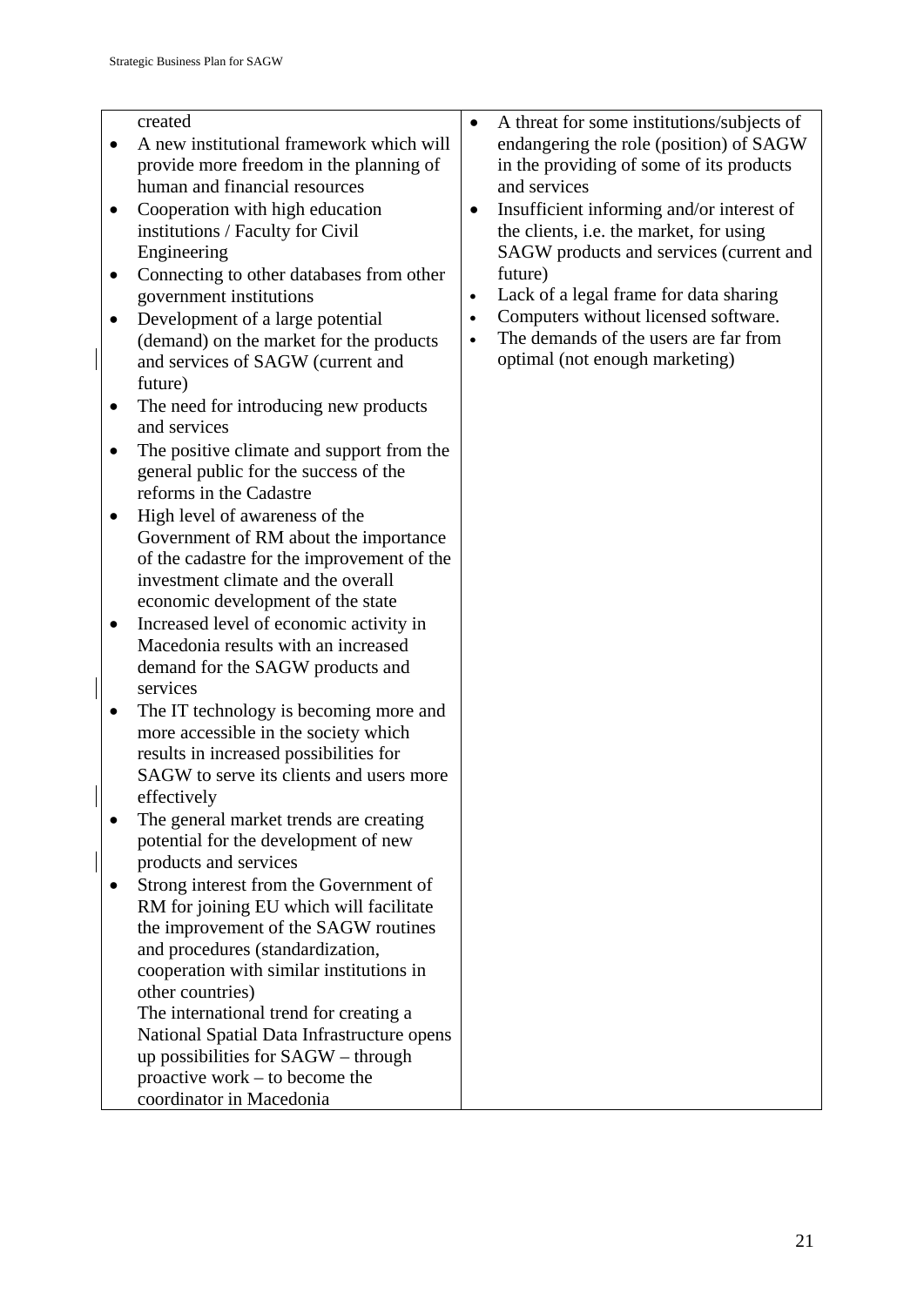| | |
|---|---|
| created<br>• A new institutional framework which will provide more freedom in the planning of human and financial resources<br>• Cooperation with high education institutions / Faculty for Civil Engineering<br>• Connecting to other databases from other government institutions<br>• Development of a large potential (demand) on the market for the products and services of SAGW (current and future)<br>• The need for introducing new products and services<br>• The positive climate and support from the general public for the success of the reforms in the Cadastre<br>• High level of awareness of the Government of RM about the importance of the cadastre for the improvement of the investment climate and the overall economic development of the state<br>• Increased level of economic activity in Macedonia results with an increased demand for the SAGW products and services<br>• The IT technology is becoming more and more accessible in the society which results in increased possibilities for SAGW to serve its clients and users more effectively<br>• The general market trends are creating potential for the development of new products and services<br>• Strong interest from the Government of RM for joining EU which will facilitate the improvement of the SAGW routines and procedures (standardization, cooperation with similar institutions in other countries)<br>The international trend for creating a National Spatial Data Infrastructure opens up possibilities for SAGW – through proactive work – to become the coordinator in Macedonia | • A threat for some institutions/subjects of endangering the role (position) of SAGW in the providing of some of its products and services<br>• Insufficient informing and/or interest of the clients, i.e. the market, for using SAGW products and services (current and future)<br>• Lack of a legal frame for data sharing<br>• Computers without licensed software.<br>• The demands of the users are far from optimal (not enough marketing) |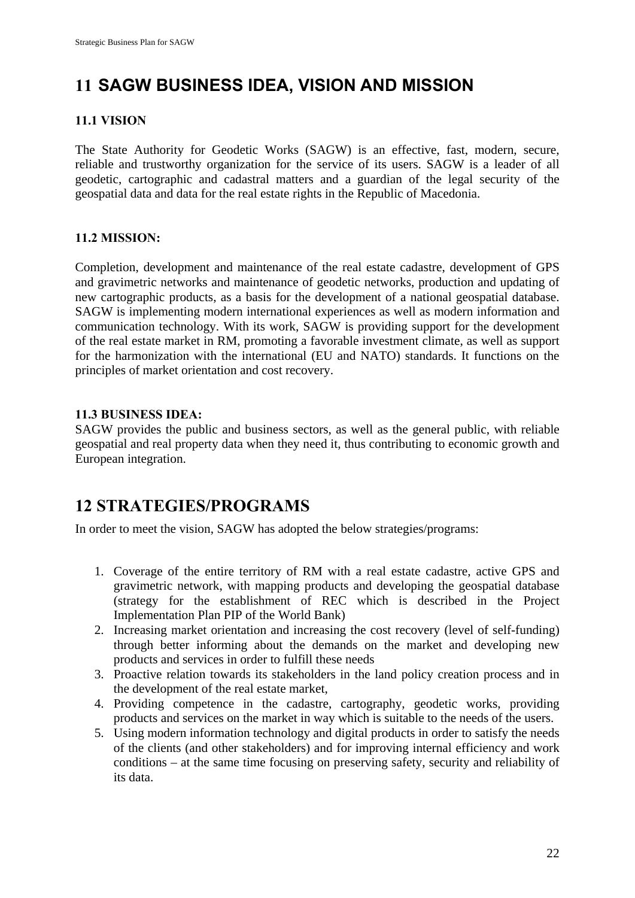# 11 SAGW BUSINESS IDEA, VISION AND MISSION

### 11.1 VISION

The State Authority for Geodetic Works (SAGW) is an effective, fast, modern, secure, reliable and trustworthy organization for the service of its users. SAGW is a leader of all geodetic, cartographic and cadastral matters and a guardian of the legal security of the geospatial data and data for the real estate rights in the Republic of Macedonia.

### 11.2 MISSION:

Completion, development and maintenance of the real estate cadastre, development of GPS and gravimetric networks and maintenance of geodetic networks, production and updating of new cartographic products, as a basis for the development of a national geospatial database. SAGW is implementing modern international experiences as well as modern information and communication technology. With its work, SAGW is providing support for the development of the real estate market in RM, promoting a favorable investment climate, as well as support for the harmonization with the international (EU and NATO) standards. It functions on the principles of market orientation and cost recovery.

### 11.3 BUSINESS IDEA:

SAGW provides the public and business sectors, as well as the general public, with reliable geospatial and real property data when they need it, thus contributing to economic growth and European integration.

# 12 STRATEGIES/PROGRAMS

In order to meet the vision, SAGW has adopted the below strategies/programs:

1. Coverage of the entire territory of RM with a real estate cadastre, active GPS and gravimetric network, with mapping products and developing the geospatial database (strategy for the establishment of REC which is described in the Project Implementation Plan PIP of the World Bank)
2. Increasing market orientation and increasing the cost recovery (level of self-funding) through better informing about the demands on the market and developing new products and services in order to fulfill these needs
3. Proactive relation towards its stakeholders in the land policy creation process and in the development of the real estate market,
4. Providing competence in the cadastre, cartography, geodetic works, providing products and services on the market in way which is suitable to the needs of the users.
5. Using modern information technology and digital products in order to satisfy the needs of the clients (and other stakeholders) and for improving internal efficiency and work conditions – at the same time focusing on preserving safety, security and reliability of its data.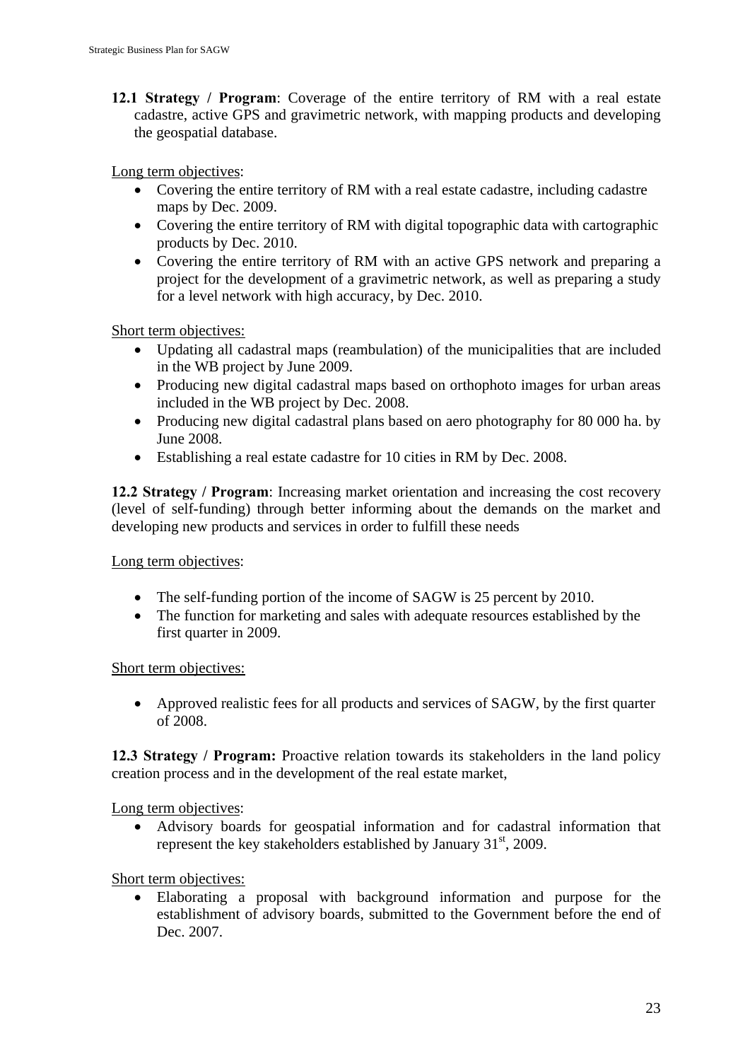**12.1 Strategy / Program**: Coverage of the entire territory of RM with a real estate cadastre, active GPS and gravimetric network, with mapping products and developing the geospatial database.

Long term objectives:

- Covering the entire territory of RM with a real estate cadastre, including cadastre maps by Dec. 2009.
- Covering the entire territory of RM with digital topographic data with cartographic products by Dec. 2010.
- Covering the entire territory of RM with an active GPS network and preparing a project for the development of a gravimetric network, as well as preparing a study for a level network with high accuracy, by Dec. 2010.

Short term objectives:

- Updating all cadastral maps (reambulation) of the municipalities that are included in the WB project by June 2009.
- Producing new digital cadastral maps based on orthophoto images for urban areas included in the WB project by Dec. 2008.
- Producing new digital cadastral plans based on aero photography for 80 000 ha. by June 2008.
- Establishing a real estate cadastre for 10 cities in RM by Dec. 2008.

**12.2 Strategy / Program**: Increasing market orientation and increasing the cost recovery (level of self-funding) through better informing about the demands on the market and developing new products and services in order to fulfill these needs

Long term objectives:

- The self-funding portion of the income of SAGW is 25 percent by 2010.
- The function for marketing and sales with adequate resources established by the first quarter in 2009.

Short term objectives:

- Approved realistic fees for all products and services of SAGW, by the first quarter of 2008.

**12.3 Strategy / Program:** Proactive relation towards its stakeholders in the land policy creation process and in the development of the real estate market,

Long term objectives:

- Advisory boards for geospatial information and for cadastral information that represent the key stakeholders established by January 31st, 2009.

Short term objectives:

- Elaborating a proposal with background information and purpose for the establishment of advisory boards, submitted to the Government before the end of Dec. 2007.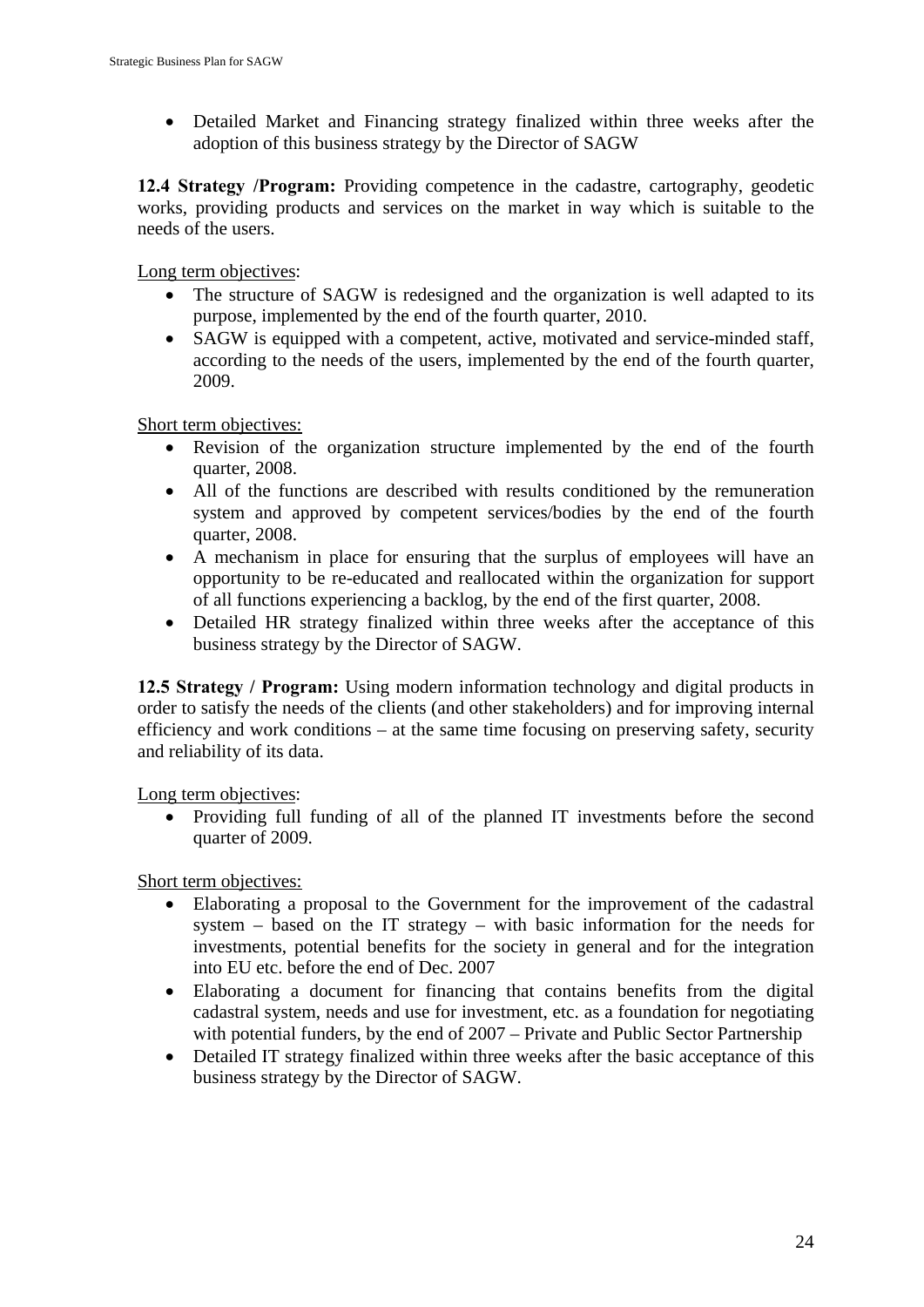- Detailed Market and Financing strategy finalized within three weeks after the adoption of this business strategy by the Director of SAGW

**12.4 Strategy /Program:** Providing competence in the cadastre, cartography, geodetic works, providing products and services on the market in way which is suitable to the needs of the users.

Long term objectives:

- The structure of SAGW is redesigned and the organization is well adapted to its purpose, implemented by the end of the fourth quarter, 2010.
- SAGW is equipped with a competent, active, motivated and service-minded staff, according to the needs of the users, implemented by the end of the fourth quarter, 2009.

Short term objectives:

- Revision of the organization structure implemented by the end of the fourth quarter, 2008.
- All of the functions are described with results conditioned by the remuneration system and approved by competent services/bodies by the end of the fourth quarter, 2008.
- A mechanism in place for ensuring that the surplus of employees will have an opportunity to be re-educated and reallocated within the organization for support of all functions experiencing a backlog, by the end of the first quarter, 2008.
- Detailed HR strategy finalized within three weeks after the acceptance of this business strategy by the Director of SAGW.

**12.5 Strategy / Program:** Using modern information technology and digital products in order to satisfy the needs of the clients (and other stakeholders) and for improving internal efficiency and work conditions – at the same time focusing on preserving safety, security and reliability of its data.

Long term objectives:

- Providing full funding of all of the planned IT investments before the second quarter of 2009.

Short term objectives:

- Elaborating a proposal to the Government for the improvement of the cadastral system – based on the IT strategy – with basic information for the needs for investments, potential benefits for the society in general and for the integration into EU etc. before the end of Dec. 2007
- Elaborating a document for financing that contains benefits from the digital cadastral system, needs and use for investment, etc. as a foundation for negotiating with potential funders, by the end of 2007 – Private and Public Sector Partnership
- Detailed IT strategy finalized within three weeks after the basic acceptance of this business strategy by the Director of SAGW.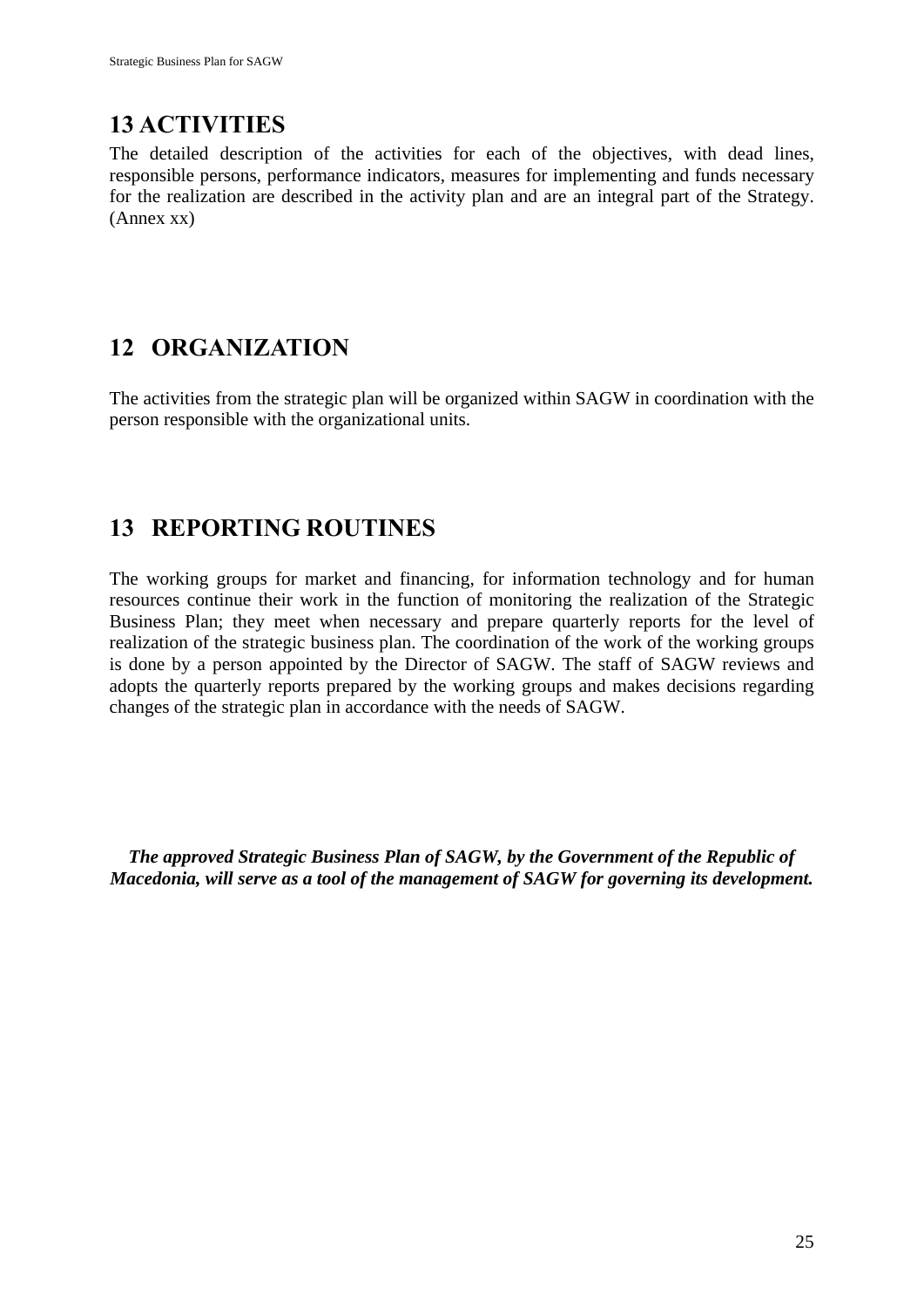# 13 ACTIVITIES

The detailed description of the activities for each of the objectives, with dead lines, responsible persons, performance indicators, measures for implementing and funds necessary for the realization are described in the activity plan and are an integral part of the Strategy. (Annex xx)

# 12 ORGANIZATION

The activities from the strategic plan will be organized within SAGW in coordination with the person responsible with the organizational units.

# 13 REPORTING ROUTINES

The working groups for market and financing, for information technology and for human resources continue their work in the function of monitoring the realization of the Strategic Business Plan; they meet when necessary and prepare quarterly reports for the level of realization of the strategic business plan. The coordination of the work of the working groups is done by a person appointed by the Director of SAGW. The staff of SAGW reviews and adopts the quarterly reports prepared by the working groups and makes decisions regarding changes of the strategic plan in accordance with the needs of SAGW.

***The approved Strategic Business Plan of SAGW, by the Government of the Republic of Macedonia, will serve as a tool of the management of SAGW for governing its development.***